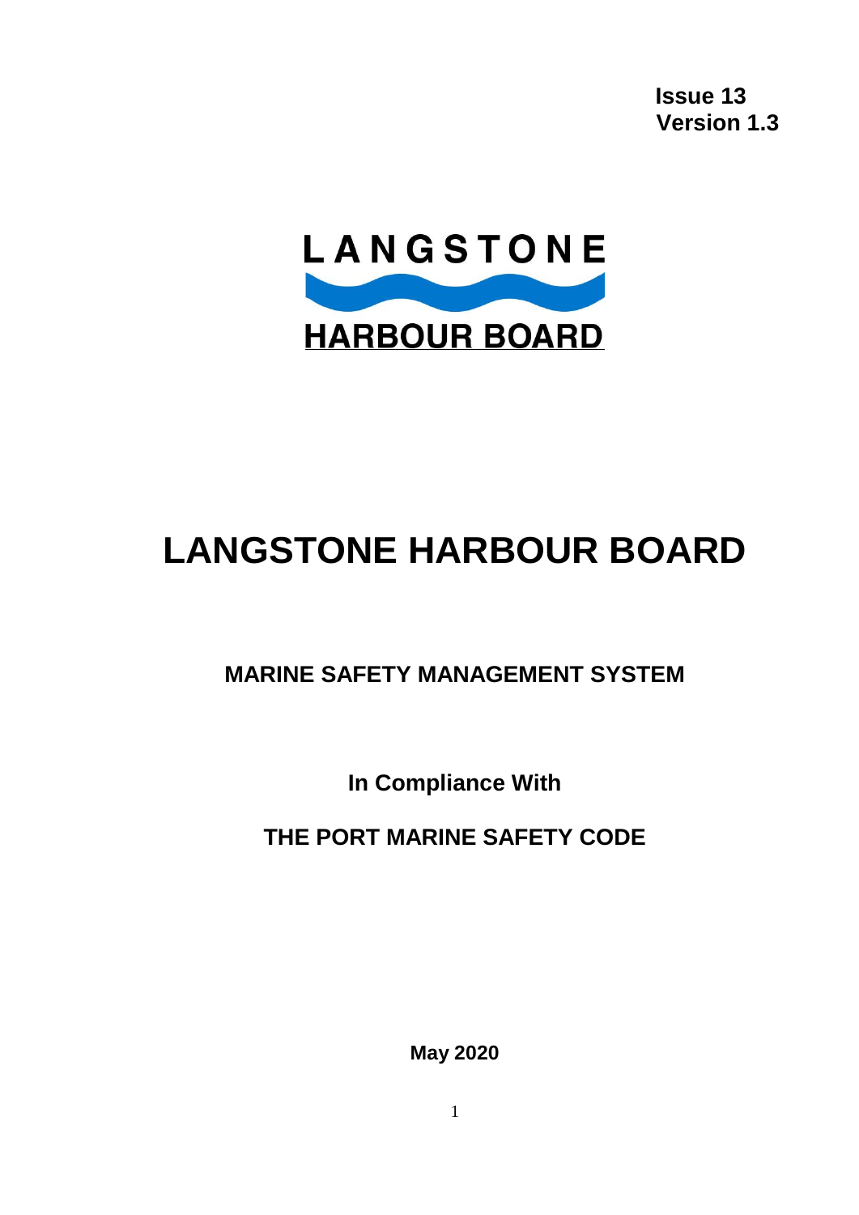**Issue 13**
**Version 1.3**

LANGSTONE

HARBOUR BOARD

# LANGSTONE HARBOUR BOARD

## MARINE SAFETY MANAGEMENT SYSTEM

**In Compliance With**

**THE PORT MARINE SAFETY CODE**

**May 2020**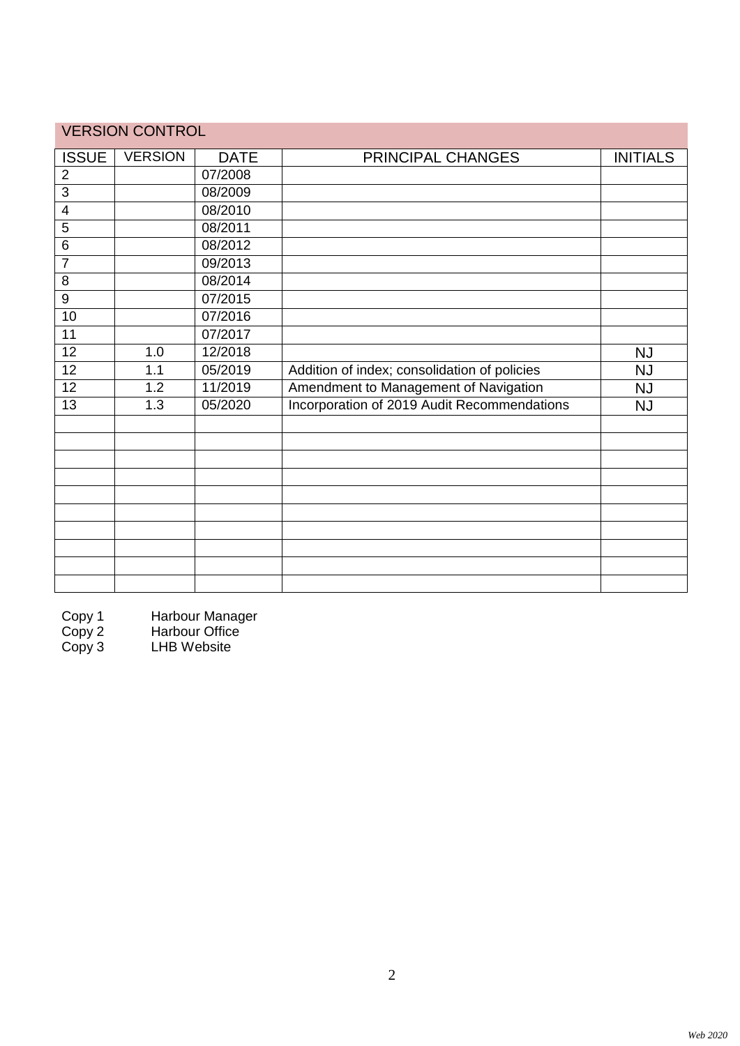## VERSION CONTROL

| ISSUE | VERSION | DATE | PRINCIPAL CHANGES | INITIALS |
|---|---|---|---|---|
| 2 | | 07/2008 | | |
| 3 | | 08/2009 | | |
| 4 | | 08/2010 | | |
| 5 | | 08/2011 | | |
| 6 | | 08/2012 | | |
| 7 | | 09/2013 | | |
| 8 | | 08/2014 | | |
| 9 | | 07/2015 | | |
| 10 | | 07/2016 | | |
| 11 | | 07/2017 | | |
| 12 | 1.0 | 12/2018 | | NJ |
| 12 | 1.1 | 05/2019 | Addition of index; consolidation of policies | NJ |
| 12 | 1.2 | 11/2019 | Amendment to Management of Navigation | NJ |
| 13 | 1.3 | 05/2020 | Incorporation of 2019 Audit Recommendations | NJ |
| | | | | |
| | | | | |
| | | | | |
| | | | | |
| | | | | |
| | | | | |
| | | | | |
| | | | | |
| | | | | |
| | | | | |

Copy 1 Harbour Manager
Copy 2 Harbour Office
Copy 3 LHB Website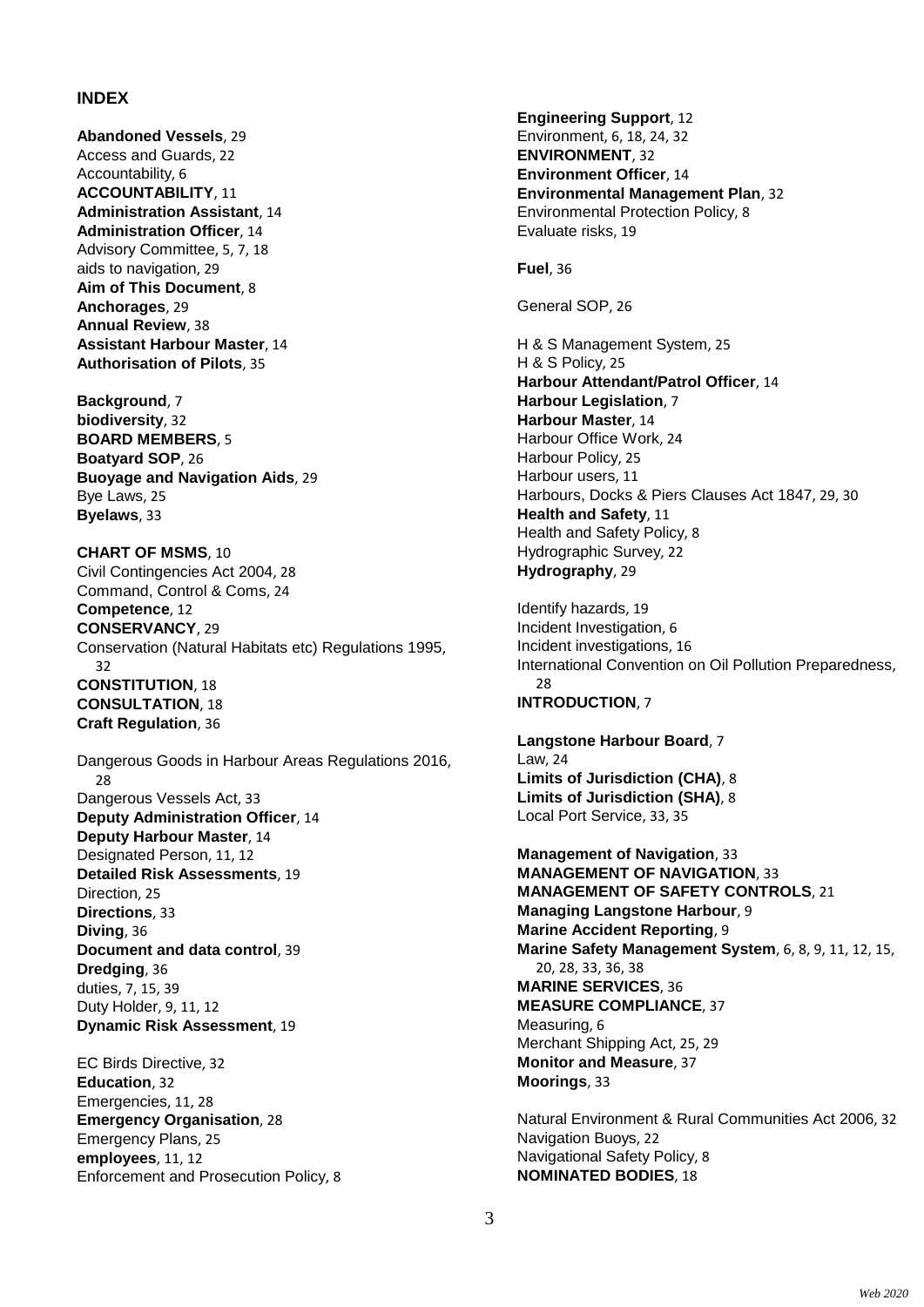## INDEX

**Abandoned Vessels**, 29
Access and Guards, 22
Accountability, 6
**ACCOUNTABILITY**, 11
**Administration Assistant**, 14
**Administration Officer**, 14
Advisory Committee, 5, 7, 18
aids to navigation, 29
**Aim of This Document**, 8
**Anchorages**, 29
**Annual Review**, 38
**Assistant Harbour Master**, 14
**Authorisation of Pilots**, 35

**Background**, 7
**biodiversity**, 32
**BOARD MEMBERS**, 5
**Boatyard SOP**, 26
**Buoyage and Navigation Aids**, 29
Bye Laws, 25
**Byelaws**, 33

**CHART OF MSMS**, 10
Civil Contingencies Act 2004, 28
Command, Control & Coms, 24
**Competence**, 12
**CONSERVANCY**, 29
Conservation (Natural Habitats etc) Regulations 1995, 32
**CONSTITUTION**, 18
**CONSULTATION**, 18
**Craft Regulation**, 36

Dangerous Goods in Harbour Areas Regulations 2016, 28
Dangerous Vessels Act, 33
**Deputy Administration Officer**, 14
**Deputy Harbour Master**, 14
Designated Person, 11, 12
**Detailed Risk Assessments**, 19
Direction, 25
**Directions**, 33
**Diving**, 36
**Document and data control**, 39
**Dredging**, 36
duties, 7, 15, 39
Duty Holder, 9, 11, 12
**Dynamic Risk Assessment**, 19

EC Birds Directive, 32
**Education**, 32
Emergencies, 11, 28
**Emergency Organisation**, 28
Emergency Plans, 25
**employees**, 11, 12
Enforcement and Prosecution Policy, 8

**Engineering Support**, 12
Environment, 6, 18, 24, 32
**ENVIRONMENT**, 32
**Environment Officer**, 14
**Environmental Management Plan**, 32
Environmental Protection Policy, 8
Evaluate risks, 19

**Fuel**, 36

General SOP, 26

H & S Management System, 25
H & S Policy, 25
**Harbour Attendant/Patrol Officer**, 14
**Harbour Legislation**, 7
**Harbour Master**, 14
Harbour Office Work, 24
Harbour Policy, 25
Harbour users, 11
Harbours, Docks & Piers Clauses Act 1847, 29, 30
**Health and Safety**, 11
Health and Safety Policy, 8
Hydrographic Survey, 22
**Hydrography**, 29

Identify hazards, 19
Incident Investigation, 6
Incident investigations, 16
International Convention on Oil Pollution Preparedness, 28
**INTRODUCTION**, 7

**Langstone Harbour Board**, 7
Law, 24
**Limits of Jurisdiction (CHA)**, 8
**Limits of Jurisdiction (SHA)**, 8
Local Port Service, 33, 35

**Management of Navigation**, 33
**MANAGEMENT OF NAVIGATION**, 33
**MANAGEMENT OF SAFETY CONTROLS**, 21
**Managing Langstone Harbour**, 9
**Marine Accident Reporting**, 9
**Marine Safety Management System**, 6, 8, 9, 11, 12, 15, 20, 28, 33, 36, 38
**MARINE SERVICES**, 36
**MEASURE COMPLIANCE**, 37
Measuring, 6
Merchant Shipping Act, 25, 29
**Monitor and Measure**, 37
**Moorings**, 33

Natural Environment & Rural Communities Act 2006, 32
Navigation Buoys, 22
Navigational Safety Policy, 8
**NOMINATED BODIES**, 18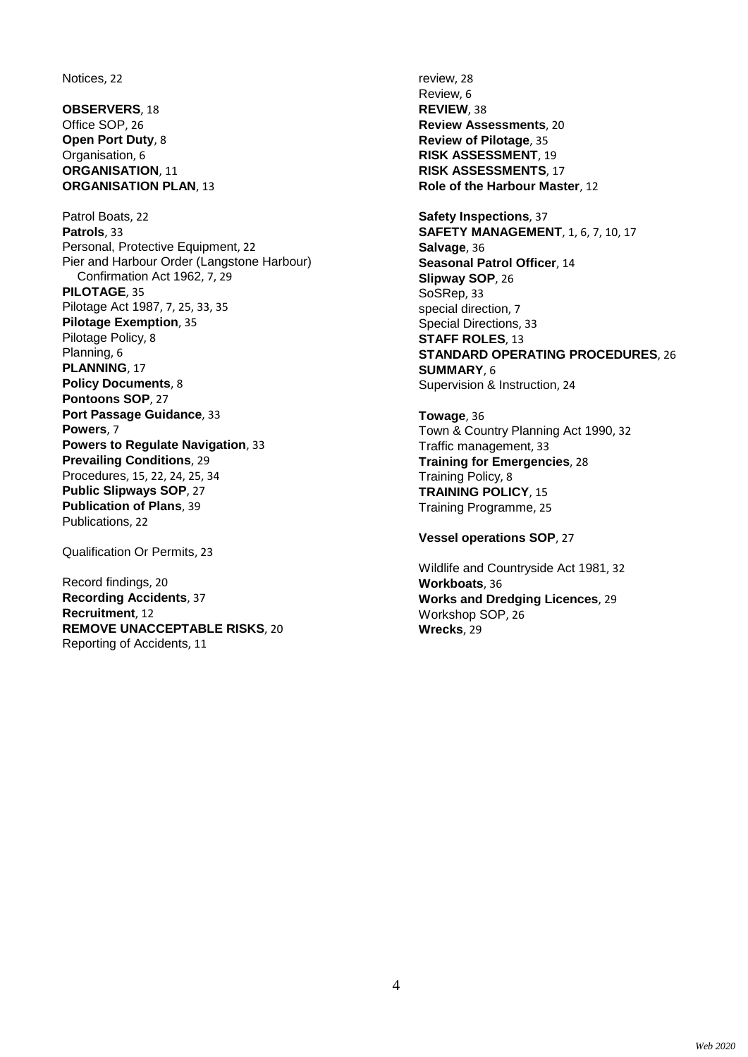Notices, 22

**OBSERVERS**, 18
Office SOP, 26
**Open Port Duty**, 8
Organisation, 6
**ORGANISATION**, 11
**ORGANISATION PLAN**, 13

Patrol Boats, 22
**Patrols**, 33
Personal, Protective Equipment, 22
Pier and Harbour Order (Langstone Harbour) Confirmation Act 1962, 7, 29
**PILOTAGE**, 35
Pilotage Act 1987, 7, 25, 33, 35
**Pilotage Exemption**, 35
Pilotage Policy, 8
Planning, 6
**PLANNING**, 17
**Policy Documents**, 8
**Pontoons SOP**, 27
**Port Passage Guidance**, 33
**Powers**, 7
**Powers to Regulate Navigation**, 33
**Prevailing Conditions**, 29
Procedures, 15, 22, 24, 25, 34
**Public Slipways SOP**, 27
**Publication of Plans**, 39
Publications, 22

Qualification Or Permits, 23

Record findings, 20
**Recording Accidents**, 37
**Recruitment**, 12
**REMOVE UNACCEPTABLE RISKS**, 20
Reporting of Accidents, 11
review, 28
Review, 6
**REVIEW**, 38
**Review Assessments**, 20
**Review of Pilotage**, 35
**RISK ASSESSMENT**, 19
**RISK ASSESSMENTS**, 17
**Role of the Harbour Master**, 12

**Safety Inspections**, 37
**SAFETY MANAGEMENT**, 1, 6, 7, 10, 17
**Salvage**, 36
**Seasonal Patrol Officer**, 14
**Slipway SOP**, 26
SoSRep, 33
special direction, 7
Special Directions, 33
**STAFF ROLES**, 13
**STANDARD OPERATING PROCEDURES**, 26
**SUMMARY**, 6
Supervision & Instruction, 24

**Towage**, 36
Town & Country Planning Act 1990, 32
Traffic management, 33
**Training for Emergencies**, 28
Training Policy, 8
**TRAINING POLICY**, 15
Training Programme, 25

**Vessel operations SOP**, 27

Wildlife and Countryside Act 1981, 32
**Workboats**, 36
**Works and Dredging Licences**, 29
Workshop SOP, 26
**Wrecks**, 29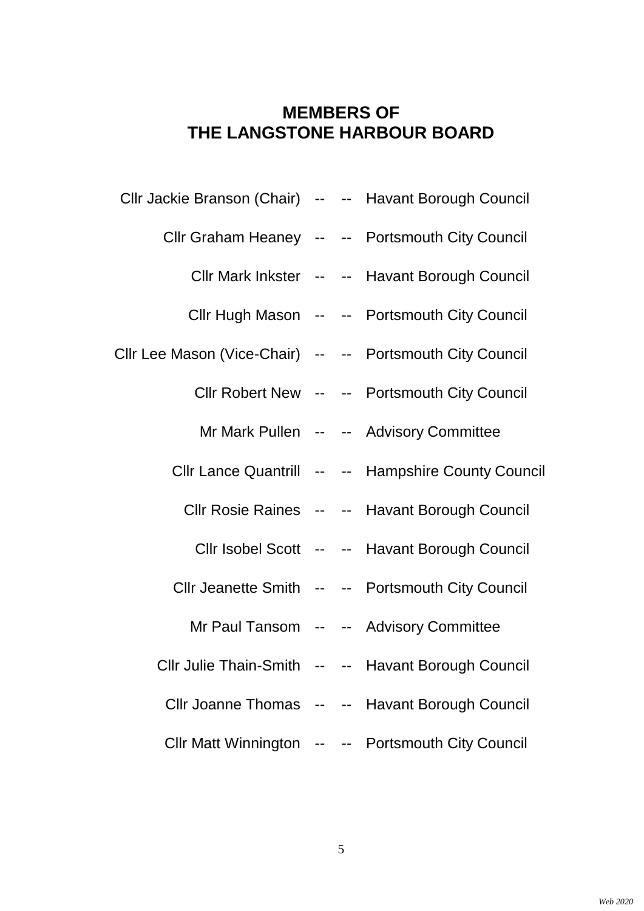# MEMBERS OF THE LANGSTONE HARBOUR BOARD

| | | | |
|---|---|---|---|
| Cllr Jackie Branson (Chair) | -- | -- | Havant Borough Council |
| Cllr Graham Heaney | -- | -- | Portsmouth City Council |
| Cllr Mark Inkster | -- | -- | Havant Borough Council |
| Cllr Hugh Mason | -- | -- | Portsmouth City Council |
| Cllr Lee Mason (Vice-Chair) | -- | -- | Portsmouth City Council |
| Cllr Robert New | -- | -- | Portsmouth City Council |
| Mr Mark Pullen | -- | -- | Advisory Committee |
| Cllr Lance Quantrill | -- | -- | Hampshire County Council |
| Cllr Rosie Raines | -- | -- | Havant Borough Council |
| Cllr Isobel Scott | -- | -- | Havant Borough Council |
| Cllr Jeanette Smith | -- | -- | Portsmouth City Council |
| Mr Paul Tansom | -- | -- | Advisory Committee |
| Cllr Julie Thain-Smith | -- | -- | Havant Borough Council |
| Cllr Joanne Thomas | -- | -- | Havant Borough Council |
| Cllr Matt Winnington | -- | -- | Portsmouth City Council |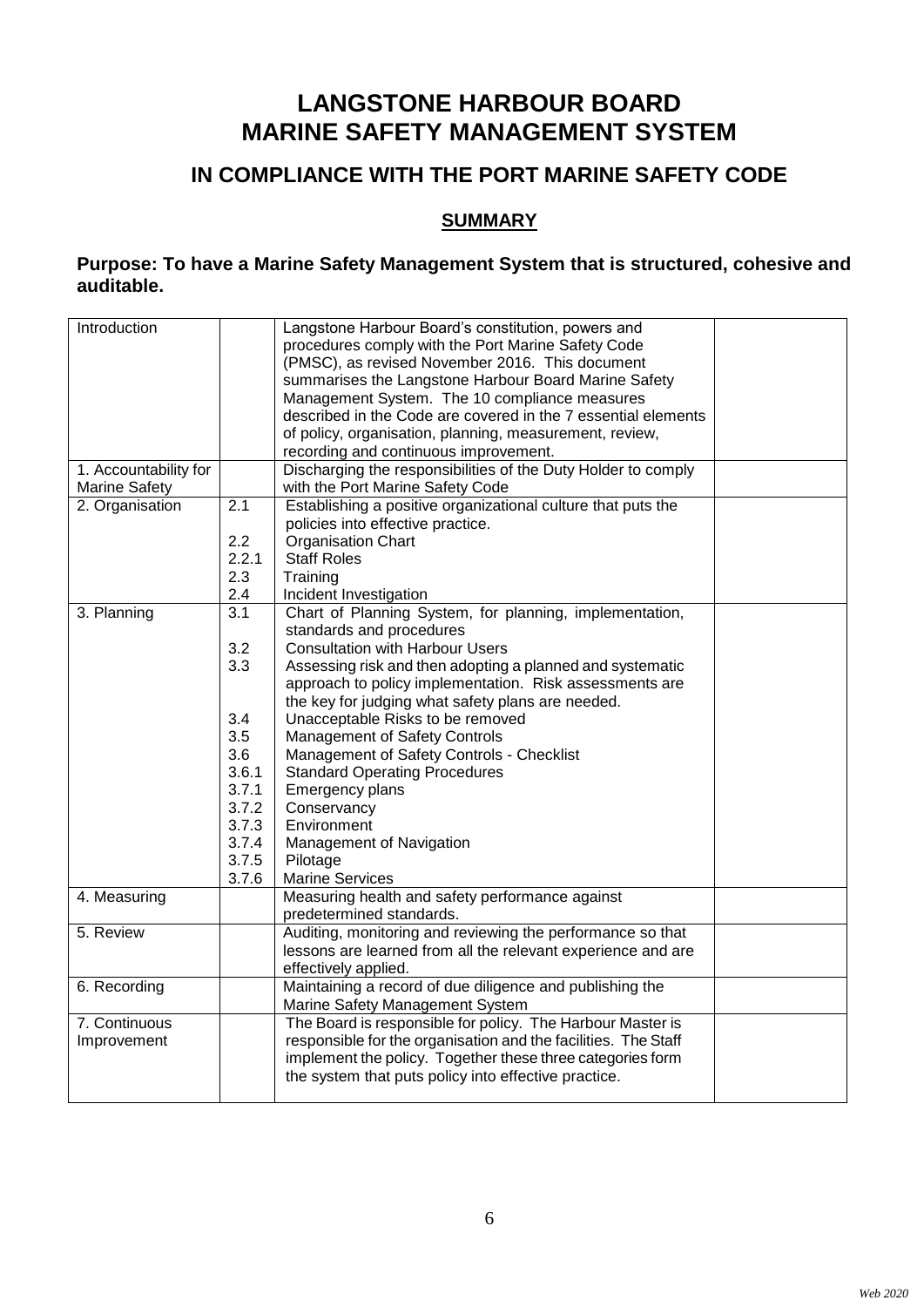# LANGSTONE HARBOUR BOARD
# MARINE SAFETY MANAGEMENT SYSTEM

## IN COMPLIANCE WITH THE PORT MARINE SAFETY CODE

### SUMMARY

**Purpose: To have a Marine Safety Management System that is structured, cohesive and auditable.**

| | | | |
|---|---|---|---|
| Introduction | | Langstone Harbour Board's constitution, powers and procedures comply with the Port Marine Safety Code (PMSC), as revised November 2016. This document summarises the Langstone Harbour Board Marine Safety Management System. The 10 compliance measures described in the Code are covered in the 7 essential elements of policy, organisation, planning, measurement, review, recording and continuous improvement. | |
| 1. Accountability for Marine Safety | | Discharging the responsibilities of the Duty Holder to comply with the Port Marine Safety Code | |
| 2. Organisation | 2.1<br><br>2.2<br>2.2.1<br>2.3<br>2.4 | Establishing a positive organizational culture that puts the policies into effective practice.<br>Organisation Chart<br>Staff Roles<br>Training<br>Incident Investigation | |
| 3. Planning | 3.1<br><br>3.2<br>3.3<br><br><br>3.4<br>3.5<br>3.6<br>3.6.1<br>3.7.1<br>3.7.2<br>3.7.3<br>3.7.4<br>3.7.5<br>3.7.6 | Chart of Planning System, for planning, implementation, standards and procedures<br>Consultation with Harbour Users<br>Assessing risk and then adopting a planned and systematic approach to policy implementation. Risk assessments are the key for judging what safety plans are needed.<br>Unacceptable Risks to be removed<br>Management of Safety Controls<br>Management of Safety Controls - Checklist<br>Standard Operating Procedures<br>Emergency plans<br>Conservancy<br>Environment<br>Management of Navigation<br>Pilotage<br>Marine Services | |
| 4. Measuring | | Measuring health and safety performance against predetermined standards. | |
| 5. Review | | Auditing, monitoring and reviewing the performance so that lessons are learned from all the relevant experience and are effectively applied. | |
| 6. Recording | | Maintaining a record of due diligence and publishing the Marine Safety Management System | |
| 7. Continuous Improvement | | The Board is responsible for policy. The Harbour Master is responsible for the organisation and the facilities. The Staff implement the policy. Together these three categories form the system that puts policy into effective practice. | |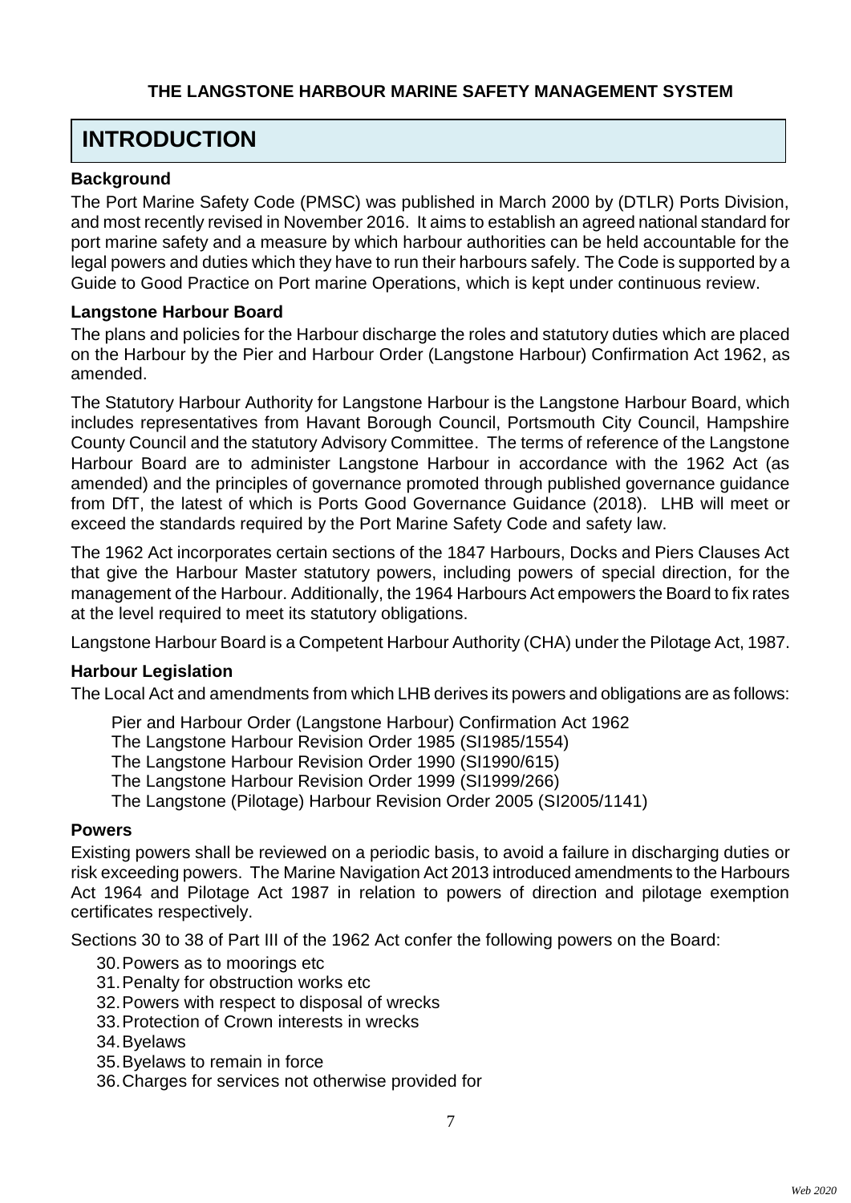**THE LANGSTONE HARBOUR MARINE SAFETY MANAGEMENT SYSTEM**

# INTRODUCTION

### Background

The Port Marine Safety Code (PMSC) was published in March 2000 by (DTLR) Ports Division, and most recently revised in November 2016. It aims to establish an agreed national standard for port marine safety and a measure by which harbour authorities can be held accountable for the legal powers and duties which they have to run their harbours safely. The Code is supported by a Guide to Good Practice on Port marine Operations, which is kept under continuous review.

### Langstone Harbour Board

The plans and policies for the Harbour discharge the roles and statutory duties which are placed on the Harbour by the Pier and Harbour Order (Langstone Harbour) Confirmation Act 1962, as amended.

The Statutory Harbour Authority for Langstone Harbour is the Langstone Harbour Board, which includes representatives from Havant Borough Council, Portsmouth City Council, Hampshire County Council and the statutory Advisory Committee. The terms of reference of the Langstone Harbour Board are to administer Langstone Harbour in accordance with the 1962 Act (as amended) and the principles of governance promoted through published governance guidance from DfT, the latest of which is Ports Good Governance Guidance (2018). LHB will meet or exceed the standards required by the Port Marine Safety Code and safety law.

The 1962 Act incorporates certain sections of the 1847 Harbours, Docks and Piers Clauses Act that give the Harbour Master statutory powers, including powers of special direction, for the management of the Harbour. Additionally, the 1964 Harbours Act empowers the Board to fix rates at the level required to meet its statutory obligations.

Langstone Harbour Board is a Competent Harbour Authority (CHA) under the Pilotage Act, 1987.

### Harbour Legislation

The Local Act and amendments from which LHB derives its powers and obligations are as follows:

Pier and Harbour Order (Langstone Harbour) Confirmation Act 1962
The Langstone Harbour Revision Order 1985 (SI1985/1554)
The Langstone Harbour Revision Order 1990 (SI1990/615)
The Langstone Harbour Revision Order 1999 (SI1999/266)
The Langstone (Pilotage) Harbour Revision Order 2005 (SI2005/1141)

### Powers

Existing powers shall be reviewed on a periodic basis, to avoid a failure in discharging duties or risk exceeding powers. The Marine Navigation Act 2013 introduced amendments to the Harbours Act 1964 and Pilotage Act 1987 in relation to powers of direction and pilotage exemption certificates respectively.

Sections 30 to 38 of Part III of the 1962 Act confer the following powers on the Board:

30. Powers as to moorings etc
31. Penalty for obstruction works etc
32. Powers with respect to disposal of wrecks
33. Protection of Crown interests in wrecks
34. Byelaws
35. Byelaws to remain in force
36. Charges for services not otherwise provided for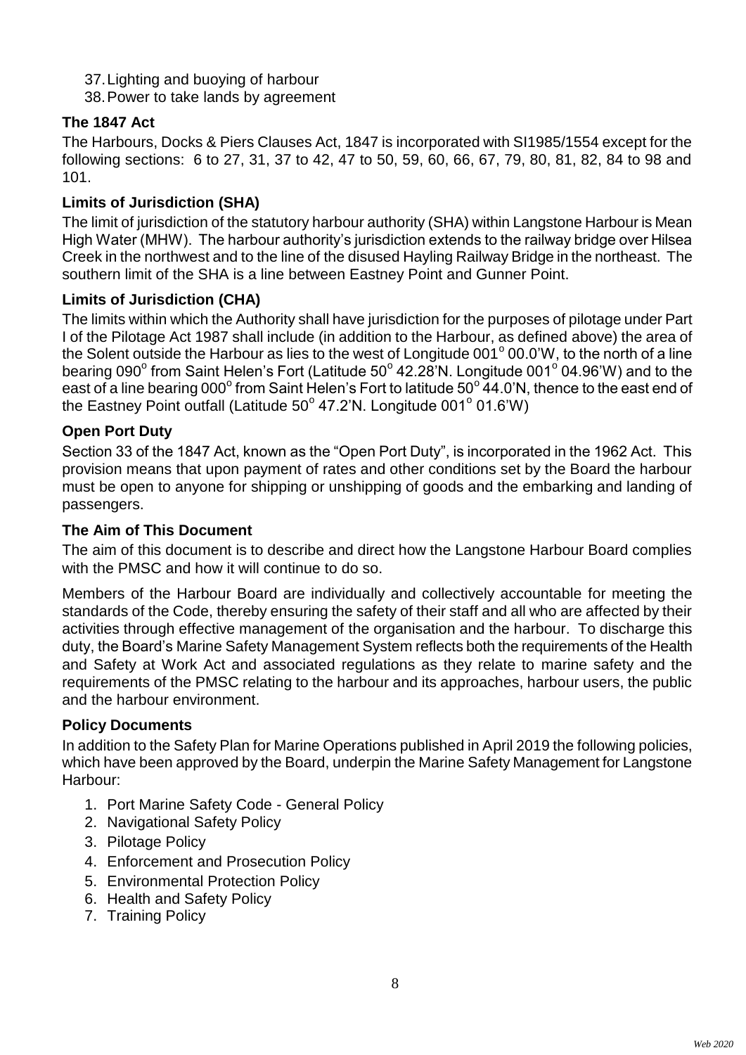37. Lighting and buoying of harbour
38. Power to take lands by agreement

### The 1847 Act

The Harbours, Docks & Piers Clauses Act, 1847 is incorporated with SI1985/1554 except for the following sections: 6 to 27, 31, 37 to 42, 47 to 50, 59, 60, 66, 67, 79, 80, 81, 82, 84 to 98 and 101.

### Limits of Jurisdiction (SHA)

The limit of jurisdiction of the statutory harbour authority (SHA) within Langstone Harbour is Mean High Water (MHW). The harbour authority's jurisdiction extends to the railway bridge over Hilsea Creek in the northwest and to the line of the disused Hayling Railway Bridge in the northeast. The southern limit of the SHA is a line between Eastney Point and Gunner Point.

### Limits of Jurisdiction (CHA)

The limits within which the Authority shall have jurisdiction for the purposes of pilotage under Part I of the Pilotage Act 1987 shall include (in addition to the Harbour, as defined above) the area of the Solent outside the Harbour as lies to the west of Longitude 001° 00.0'W, to the north of a line bearing 090° from Saint Helen's Fort (Latitude 50° 42.28'N. Longitude 001° 04.96'W) and to the east of a line bearing 000° from Saint Helen's Fort to latitude 50° 44.0'N, thence to the east end of the Eastney Point outfall (Latitude 50° 47.2'N. Longitude 001° 01.6'W)

### Open Port Duty

Section 33 of the 1847 Act, known as the "Open Port Duty", is incorporated in the 1962 Act. This provision means that upon payment of rates and other conditions set by the Board the harbour must be open to anyone for shipping or unshipping of goods and the embarking and landing of passengers.

### The Aim of This Document

The aim of this document is to describe and direct how the Langstone Harbour Board complies with the PMSC and how it will continue to do so.

Members of the Harbour Board are individually and collectively accountable for meeting the standards of the Code, thereby ensuring the safety of their staff and all who are affected by their activities through effective management of the organisation and the harbour. To discharge this duty, the Board's Marine Safety Management System reflects both the requirements of the Health and Safety at Work Act and associated regulations as they relate to marine safety and the requirements of the PMSC relating to the harbour and its approaches, harbour users, the public and the harbour environment.

### Policy Documents

In addition to the Safety Plan for Marine Operations published in April 2019 the following policies, which have been approved by the Board, underpin the Marine Safety Management for Langstone Harbour:

1. Port Marine Safety Code - General Policy
2. Navigational Safety Policy
3. Pilotage Policy
4. Enforcement and Prosecution Policy
5. Environmental Protection Policy
6. Health and Safety Policy
7. Training Policy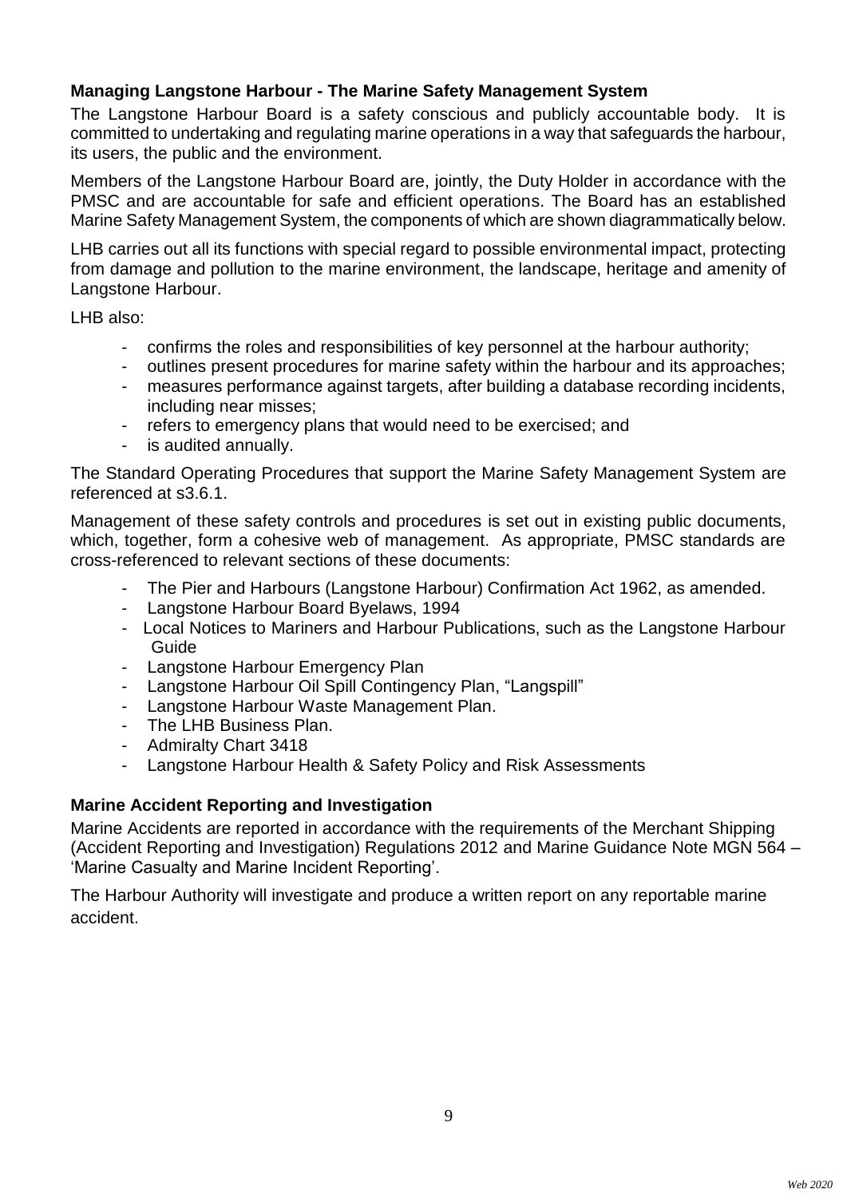### Managing Langstone Harbour - The Marine Safety Management System

The Langstone Harbour Board is a safety conscious and publicly accountable body. It is committed to undertaking and regulating marine operations in a way that safeguards the harbour, its users, the public and the environment.

Members of the Langstone Harbour Board are, jointly, the Duty Holder in accordance with the PMSC and are accountable for safe and efficient operations. The Board has an established Marine Safety Management System, the components of which are shown diagrammatically below.

LHB carries out all its functions with special regard to possible environmental impact, protecting from damage and pollution to the marine environment, the landscape, heritage and amenity of Langstone Harbour.

LHB also:

- confirms the roles and responsibilities of key personnel at the harbour authority;
- outlines present procedures for marine safety within the harbour and its approaches;
- measures performance against targets, after building a database recording incidents, including near misses;
- refers to emergency plans that would need to be exercised; and
- is audited annually.

The Standard Operating Procedures that support the Marine Safety Management System are referenced at s3.6.1.

Management of these safety controls and procedures is set out in existing public documents, which, together, form a cohesive web of management. As appropriate, PMSC standards are cross-referenced to relevant sections of these documents:

- The Pier and Harbours (Langstone Harbour) Confirmation Act 1962, as amended.
- Langstone Harbour Board Byelaws, 1994
- Local Notices to Mariners and Harbour Publications, such as the Langstone Harbour Guide
- Langstone Harbour Emergency Plan
- Langstone Harbour Oil Spill Contingency Plan, "Langspill"
- Langstone Harbour Waste Management Plan.
- The LHB Business Plan.
- Admiralty Chart 3418
- Langstone Harbour Health & Safety Policy and Risk Assessments

### Marine Accident Reporting and Investigation

Marine Accidents are reported in accordance with the requirements of the Merchant Shipping (Accident Reporting and Investigation) Regulations 2012 and Marine Guidance Note MGN 564 – 'Marine Casualty and Marine Incident Reporting'.

The Harbour Authority will investigate and produce a written report on any reportable marine accident.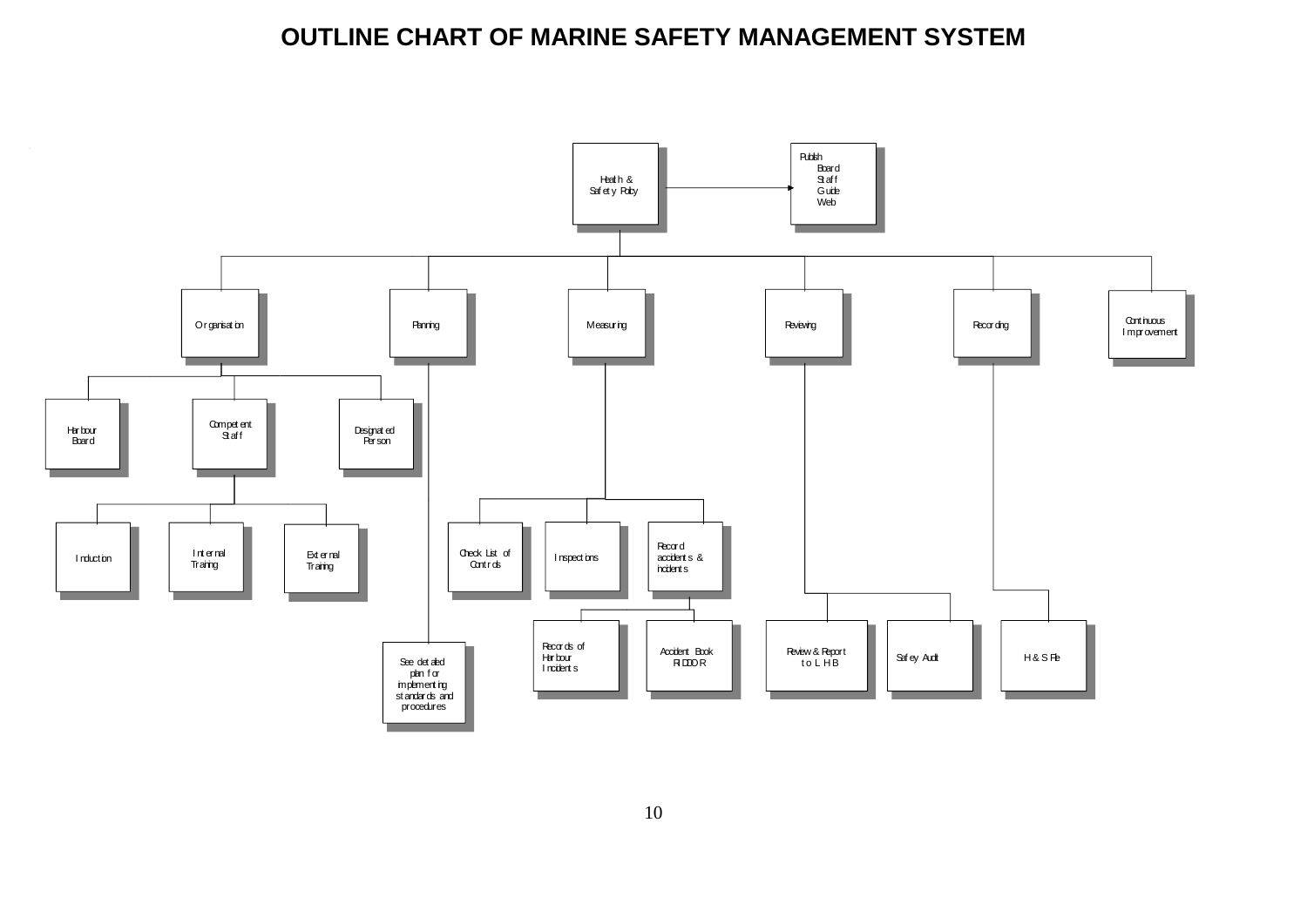# OUTLINE CHART OF MARINE SAFETY MANAGEMENT SYSTEM

- **Health & Safety Policy** → Publish: Board, Staff, Guide, Web
  - **Organisation**
    - Harbour Board
    - Competent Staff
      - Induction
      - Internal Training
      - External Training
    - Designated Person
  - **Planning**
    - See detailed plan for implementing standards and procedures
  - **Measuring**
    - Check List of Controls
    - Inspections
    - Record accidents & incidents
      - Records of Harbour Incidents
      - Accident Book RIDDOR
  - **Reviewing**
    - Review & Report to LHB
    - Safety Audit
  - **Recording**
    - H & S File
  - **Continuous Improvement**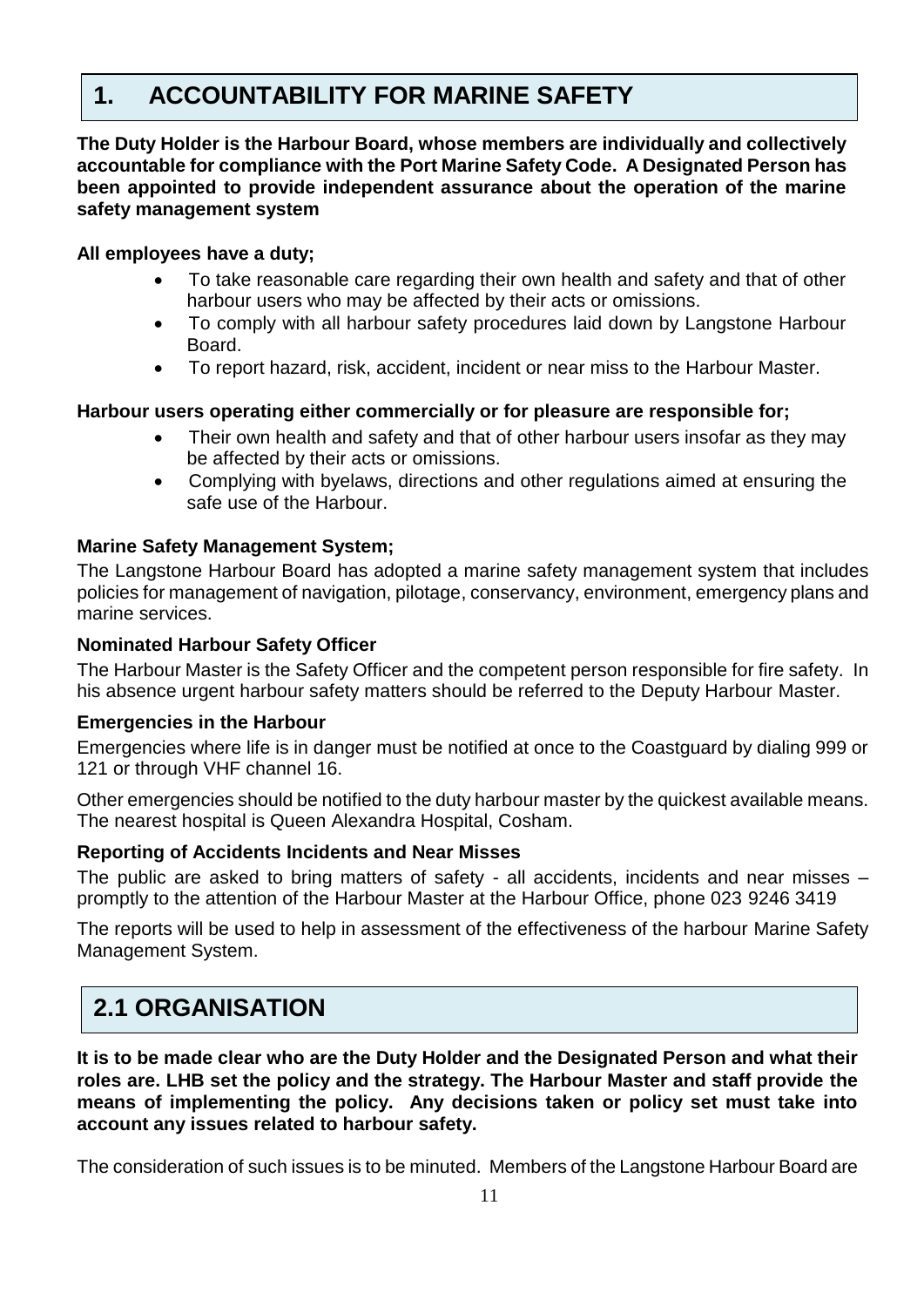# 1. ACCOUNTABILITY FOR MARINE SAFETY

**The Duty Holder is the Harbour Board, whose members are individually and collectively accountable for compliance with the Port Marine Safety Code. A Designated Person has been appointed to provide independent assurance about the operation of the marine safety management system**

**All employees have a duty;**

- To take reasonable care regarding their own health and safety and that of other harbour users who may be affected by their acts or omissions.
- To comply with all harbour safety procedures laid down by Langstone Harbour Board.
- To report hazard, risk, accident, incident or near miss to the Harbour Master.

**Harbour users operating either commercially or for pleasure are responsible for;**

- Their own health and safety and that of other harbour users insofar as they may be affected by their acts or omissions.
- Complying with byelaws, directions and other regulations aimed at ensuring the safe use of the Harbour.

**Marine Safety Management System;**

The Langstone Harbour Board has adopted a marine safety management system that includes policies for management of navigation, pilotage, conservancy, environment, emergency plans and marine services.

**Nominated Harbour Safety Officer**

The Harbour Master is the Safety Officer and the competent person responsible for fire safety. In his absence urgent harbour safety matters should be referred to the Deputy Harbour Master.

**Emergencies in the Harbour**

Emergencies where life is in danger must be notified at once to the Coastguard by dialing 999 or 121 or through VHF channel 16.

Other emergencies should be notified to the duty harbour master by the quickest available means. The nearest hospital is Queen Alexandra Hospital, Cosham.

**Reporting of Accidents Incidents and Near Misses**

The public are asked to bring matters of safety - all accidents, incidents and near misses – promptly to the attention of the Harbour Master at the Harbour Office, phone 023 9246 3419

The reports will be used to help in assessment of the effectiveness of the harbour Marine Safety Management System.

# 2.1 ORGANISATION

**It is to be made clear who are the Duty Holder and the Designated Person and what their roles are. LHB set the policy and the strategy. The Harbour Master and staff provide the means of implementing the policy. Any decisions taken or policy set must take into account any issues related to harbour safety.**

The consideration of such issues is to be minuted. Members of the Langstone Harbour Board are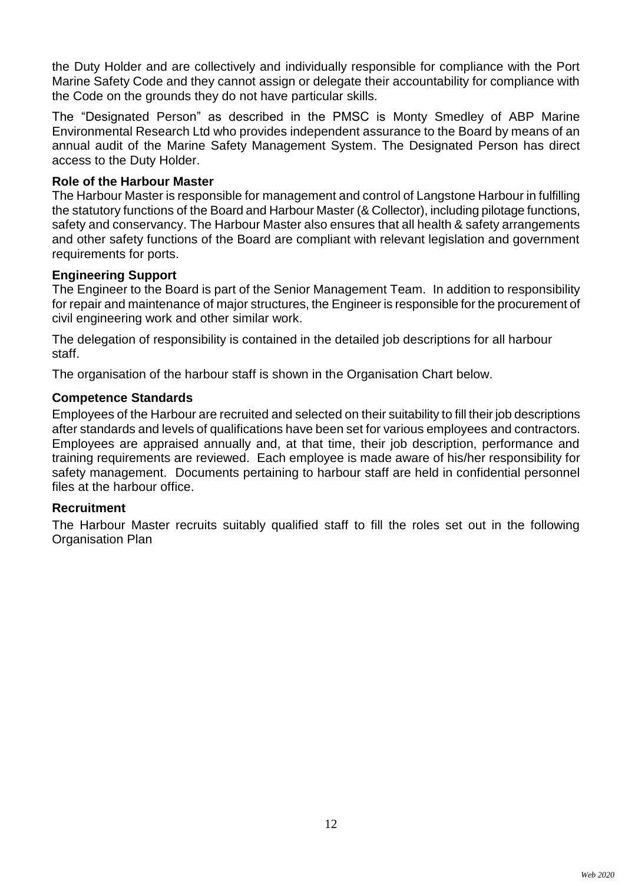the Duty Holder and are collectively and individually responsible for compliance with the Port Marine Safety Code and they cannot assign or delegate their accountability for compliance with the Code on the grounds they do not have particular skills.

The "Designated Person" as described in the PMSC is Monty Smedley of ABP Marine Environmental Research Ltd who provides independent assurance to the Board by means of an annual audit of the Marine Safety Management System. The Designated Person has direct access to the Duty Holder.

**Role of the Harbour Master**

The Harbour Master is responsible for management and control of Langstone Harbour in fulfilling the statutory functions of the Board and Harbour Master (& Collector), including pilotage functions, safety and conservancy. The Harbour Master also ensures that all health & safety arrangements and other safety functions of the Board are compliant with relevant legislation and government requirements for ports.

**Engineering Support**

The Engineer to the Board is part of the Senior Management Team. In addition to responsibility for repair and maintenance of major structures, the Engineer is responsible for the procurement of civil engineering work and other similar work.

The delegation of responsibility is contained in the detailed job descriptions for all harbour staff.

The organisation of the harbour staff is shown in the Organisation Chart below.

**Competence Standards**

Employees of the Harbour are recruited and selected on their suitability to fill their job descriptions after standards and levels of qualifications have been set for various employees and contractors. Employees are appraised annually and, at that time, their job description, performance and training requirements are reviewed. Each employee is made aware of his/her responsibility for safety management. Documents pertaining to harbour staff are held in confidential personnel files at the harbour office.

**Recruitment**

The Harbour Master recruits suitably qualified staff to fill the roles set out in the following Organisation Plan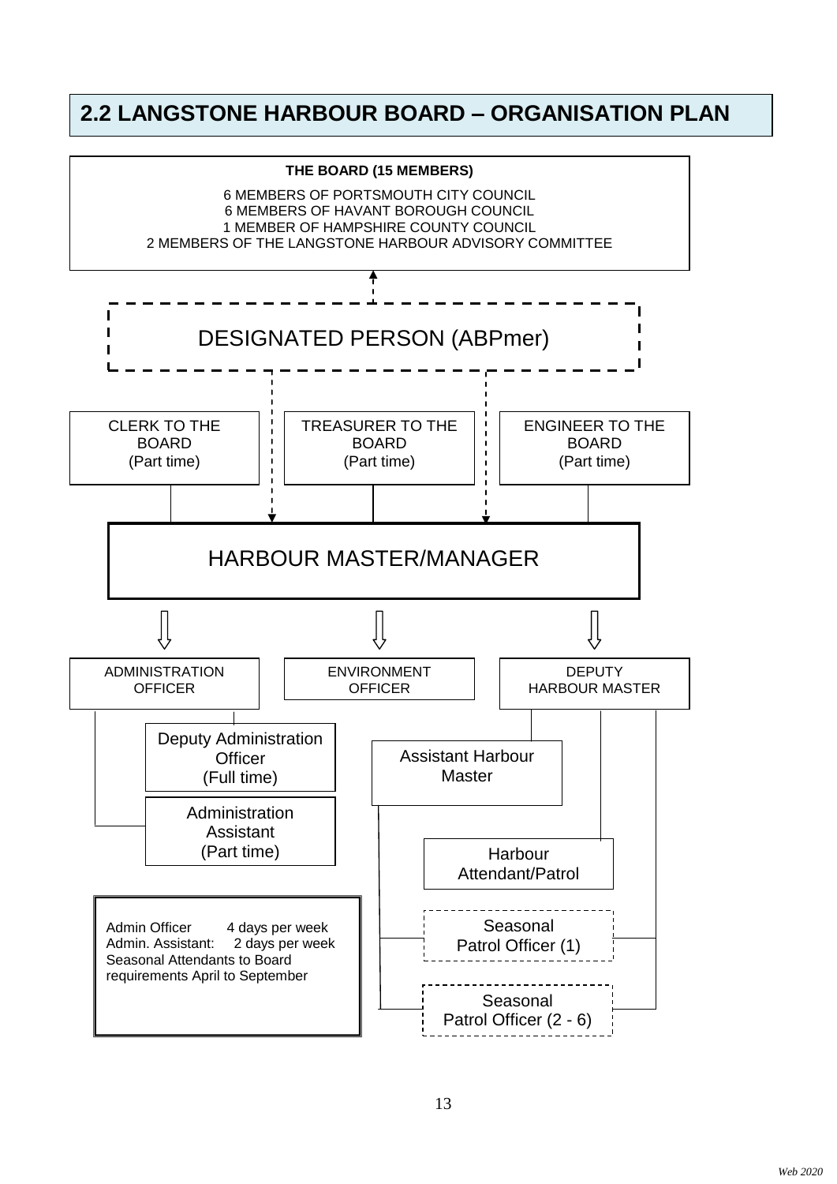## 2.2 LANGSTONE HARBOUR BOARD – ORGANISATION PLAN

**THE BOARD (15 MEMBERS)**

6 MEMBERS OF PORTSMOUTH CITY COUNCIL
6 MEMBERS OF HAVANT BOROUGH COUNCIL
1 MEMBER OF HAMPSHIRE COUNTY COUNCIL
2 MEMBERS OF THE LANGSTONE HARBOUR ADVISORY COMMITTEE

DESIGNATED PERSON (ABPmer)

CLERK TO THE BOARD (Part time)

TREASURER TO THE BOARD (Part time)

ENGINEER TO THE BOARD (Part time)

HARBOUR MASTER/MANAGER

ADMINISTRATION OFFICER

- Deputy Administration Officer (Full time)
- Administration Assistant (Part time)

ENVIRONMENT OFFICER

DEPUTY HARBOUR MASTER

- Assistant Harbour Master
- Harbour Attendant/Patrol
- Seasonal Patrol Officer (1)
- Seasonal Patrol Officer (2 - 6)

Admin Officer 4 days per week
Admin. Assistant: 2 days per week
Seasonal Attendants to Board requirements April to September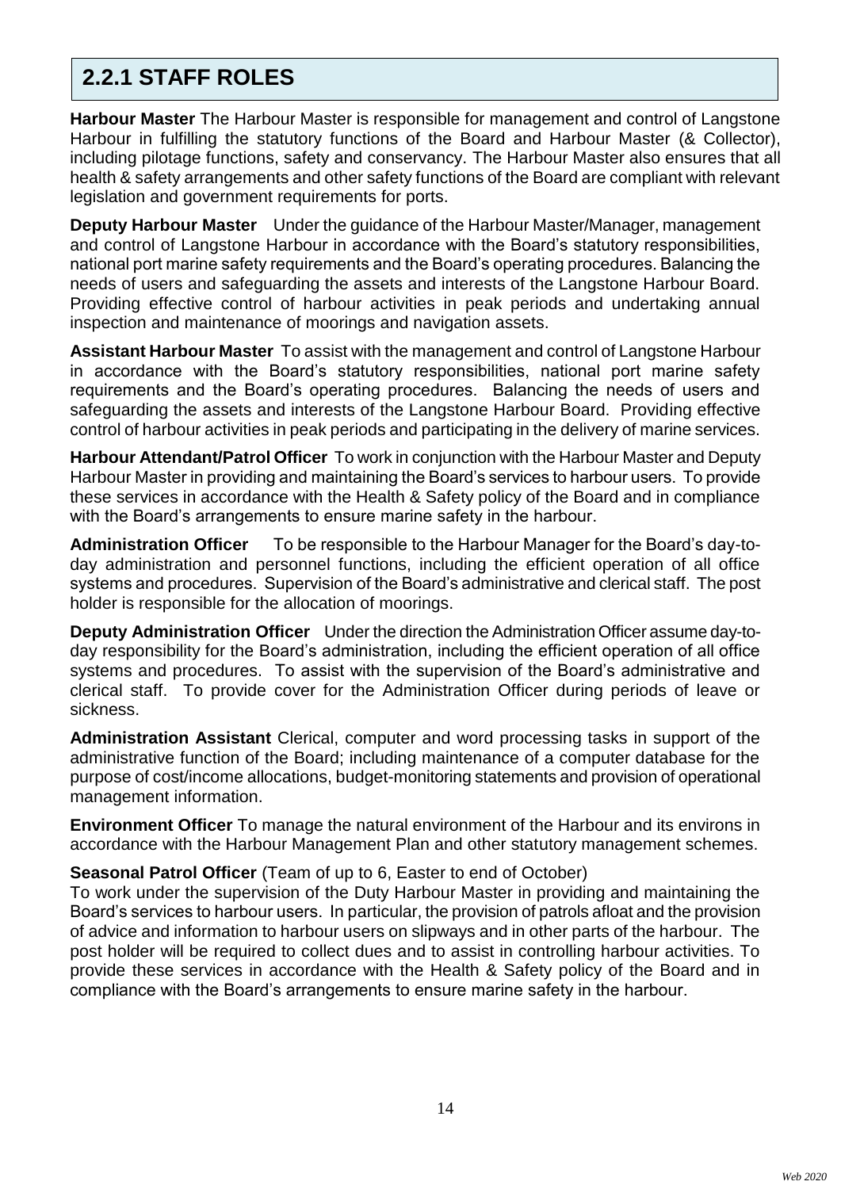## 2.2.1 STAFF ROLES

**Harbour Master** The Harbour Master is responsible for management and control of Langstone Harbour in fulfilling the statutory functions of the Board and Harbour Master (& Collector), including pilotage functions, safety and conservancy. The Harbour Master also ensures that all health & safety arrangements and other safety functions of the Board are compliant with relevant legislation and government requirements for ports.

**Deputy Harbour Master** Under the guidance of the Harbour Master/Manager, management and control of Langstone Harbour in accordance with the Board's statutory responsibilities, national port marine safety requirements and the Board's operating procedures. Balancing the needs of users and safeguarding the assets and interests of the Langstone Harbour Board. Providing effective control of harbour activities in peak periods and undertaking annual inspection and maintenance of moorings and navigation assets.

**Assistant Harbour Master** To assist with the management and control of Langstone Harbour in accordance with the Board's statutory responsibilities, national port marine safety requirements and the Board's operating procedures. Balancing the needs of users and safeguarding the assets and interests of the Langstone Harbour Board. Providing effective control of harbour activities in peak periods and participating in the delivery of marine services.

**Harbour Attendant/Patrol Officer** To work in conjunction with the Harbour Master and Deputy Harbour Master in providing and maintaining the Board's services to harbour users. To provide these services in accordance with the Health & Safety policy of the Board and in compliance with the Board's arrangements to ensure marine safety in the harbour.

**Administration Officer** To be responsible to the Harbour Manager for the Board's day-to-day administration and personnel functions, including the efficient operation of all office systems and procedures. Supervision of the Board's administrative and clerical staff. The post holder is responsible for the allocation of moorings.

**Deputy Administration Officer** Under the direction the Administration Officer assume day-to-day responsibility for the Board's administration, including the efficient operation of all office systems and procedures. To assist with the supervision of the Board's administrative and clerical staff. To provide cover for the Administration Officer during periods of leave or sickness.

**Administration Assistant** Clerical, computer and word processing tasks in support of the administrative function of the Board; including maintenance of a computer database for the purpose of cost/income allocations, budget-monitoring statements and provision of operational management information.

**Environment Officer** To manage the natural environment of the Harbour and its environs in accordance with the Harbour Management Plan and other statutory management schemes.

**Seasonal Patrol Officer** (Team of up to 6, Easter to end of October)
To work under the supervision of the Duty Harbour Master in providing and maintaining the Board's services to harbour users. In particular, the provision of patrols afloat and the provision of advice and information to harbour users on slipways and in other parts of the harbour. The post holder will be required to collect dues and to assist in controlling harbour activities. To provide these services in accordance with the Health & Safety policy of the Board and in compliance with the Board's arrangements to ensure marine safety in the harbour.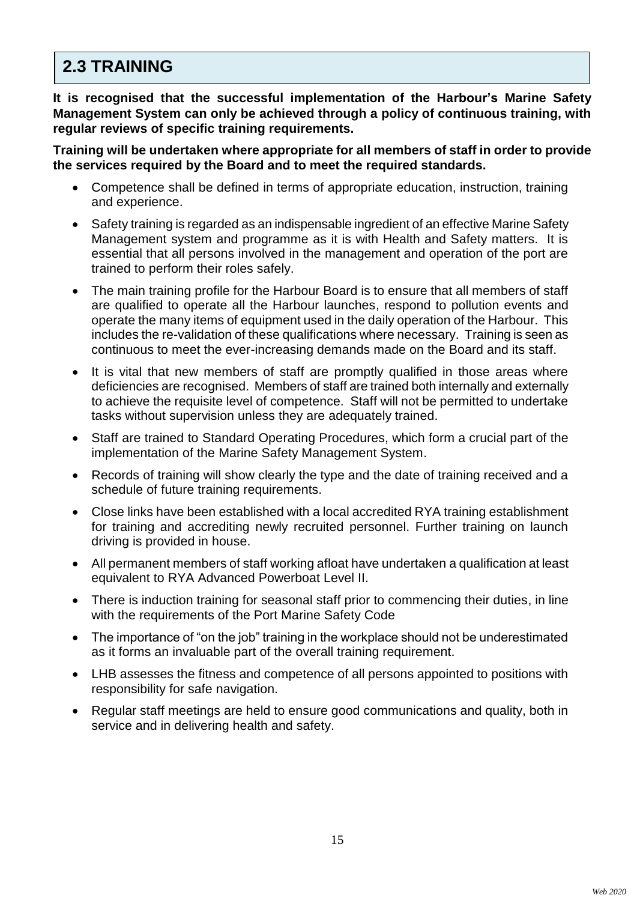## 2.3 TRAINING

**It is recognised that the successful implementation of the Harbour's Marine Safety Management System can only be achieved through a policy of continuous training, with regular reviews of specific training requirements.**

**Training will be undertaken where appropriate for all members of staff in order to provide the services required by the Board and to meet the required standards.**

- Competence shall be defined in terms of appropriate education, instruction, training and experience.
- Safety training is regarded as an indispensable ingredient of an effective Marine Safety Management system and programme as it is with Health and Safety matters. It is essential that all persons involved in the management and operation of the port are trained to perform their roles safely.
- The main training profile for the Harbour Board is to ensure that all members of staff are qualified to operate all the Harbour launches, respond to pollution events and operate the many items of equipment used in the daily operation of the Harbour. This includes the re-validation of these qualifications where necessary. Training is seen as continuous to meet the ever-increasing demands made on the Board and its staff.
- It is vital that new members of staff are promptly qualified in those areas where deficiencies are recognised. Members of staff are trained both internally and externally to achieve the requisite level of competence. Staff will not be permitted to undertake tasks without supervision unless they are adequately trained.
- Staff are trained to Standard Operating Procedures, which form a crucial part of the implementation of the Marine Safety Management System.
- Records of training will show clearly the type and the date of training received and a schedule of future training requirements.
- Close links have been established with a local accredited RYA training establishment for training and accrediting newly recruited personnel. Further training on launch driving is provided in house.
- All permanent members of staff working afloat have undertaken a qualification at least equivalent to RYA Advanced Powerboat Level II.
- There is induction training for seasonal staff prior to commencing their duties, in line with the requirements of the Port Marine Safety Code
- The importance of "on the job" training in the workplace should not be underestimated as it forms an invaluable part of the overall training requirement.
- LHB assesses the fitness and competence of all persons appointed to positions with responsibility for safe navigation.
- Regular staff meetings are held to ensure good communications and quality, both in service and in delivering health and safety.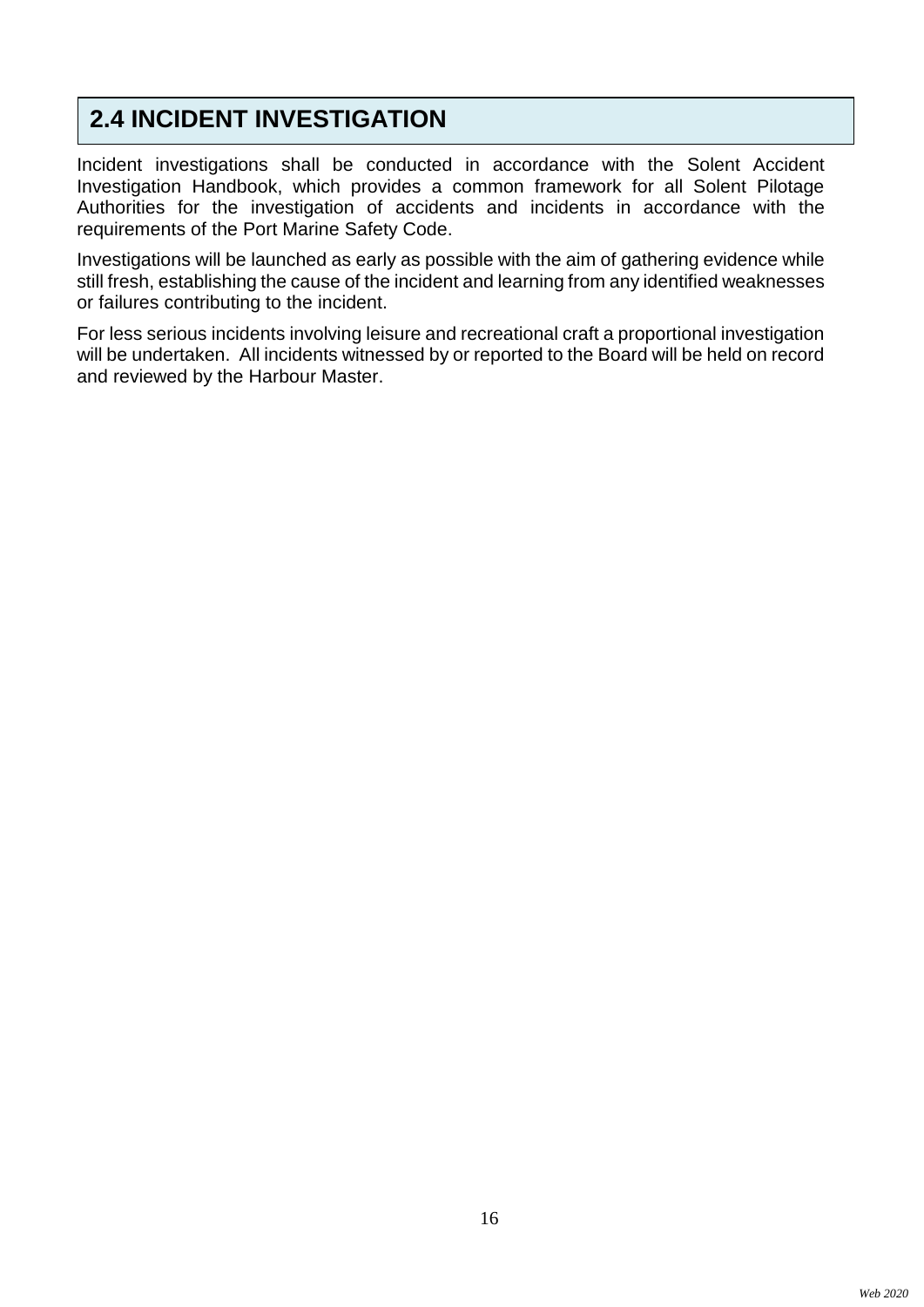## 2.4 INCIDENT INVESTIGATION

Incident investigations shall be conducted in accordance with the Solent Accident Investigation Handbook, which provides a common framework for all Solent Pilotage Authorities for the investigation of accidents and incidents in accordance with the requirements of the Port Marine Safety Code.

Investigations will be launched as early as possible with the aim of gathering evidence while still fresh, establishing the cause of the incident and learning from any identified weaknesses or failures contributing to the incident.

For less serious incidents involving leisure and recreational craft a proportional investigation will be undertaken. All incidents witnessed by or reported to the Board will be held on record and reviewed by the Harbour Master.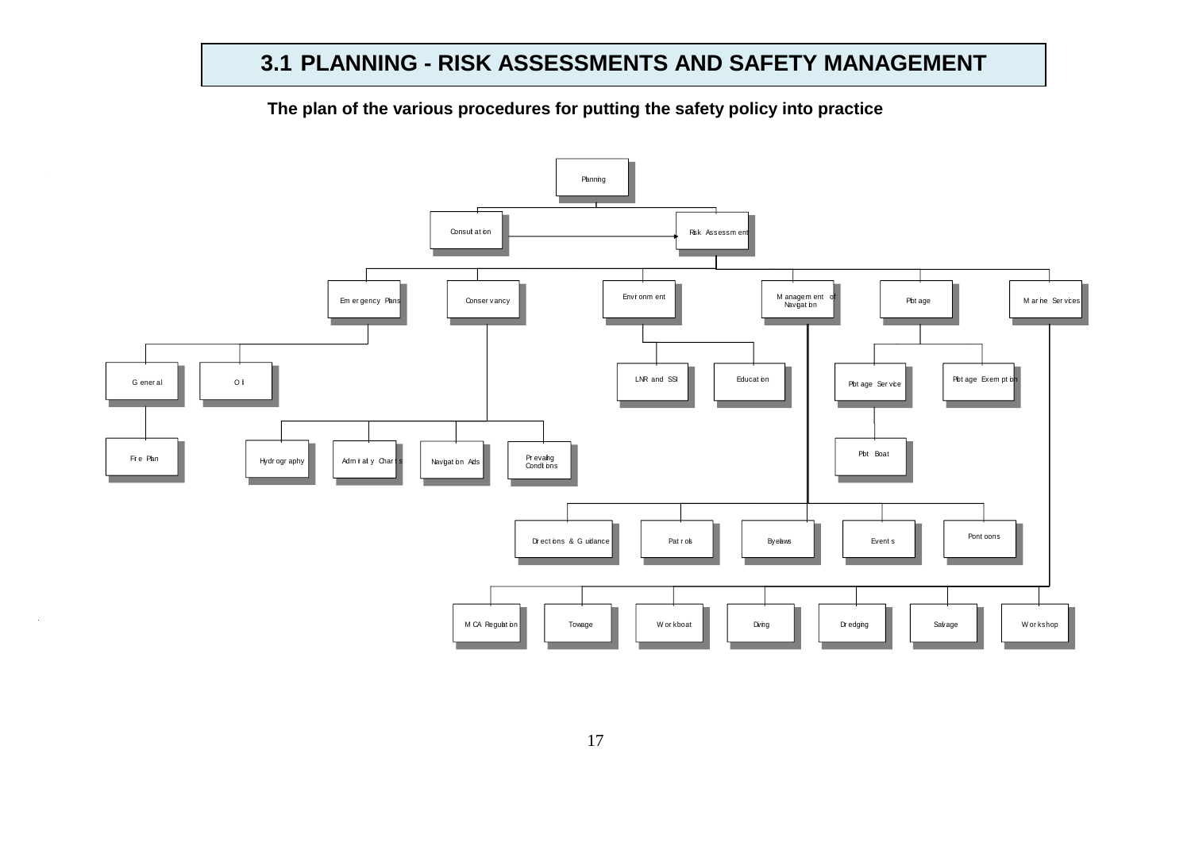# 3.1 PLANNING - RISK ASSESSMENTS AND SAFETY MANAGEMENT

**The plan of the various procedures for putting the safety policy into practice**

- Planning
  - Consultation → Risk Assessment
  - Risk Assessment
    - Emergency Plans
      - General
        - Fire Plan
      - Oil
    - Conservancy
      - Hydrography
      - Admiralty Charts
      - Navigation Aids
      - Prevailing Conditions
    - Environment
      - LNR and SSI
      - Education
    - Management of Navigation
      - Directions & Guidance
      - Patrols
      - Byelaws
      - Events
      - Pontoons
    - Pilotage
      - Pilotage Service
        - Pilot Boat
      - Pilotage Exemption
    - Marine Services
      - MCA Regulation
      - Towage
      - Workboat
      - Diving
      - Dredging
      - Salvage
      - Workshop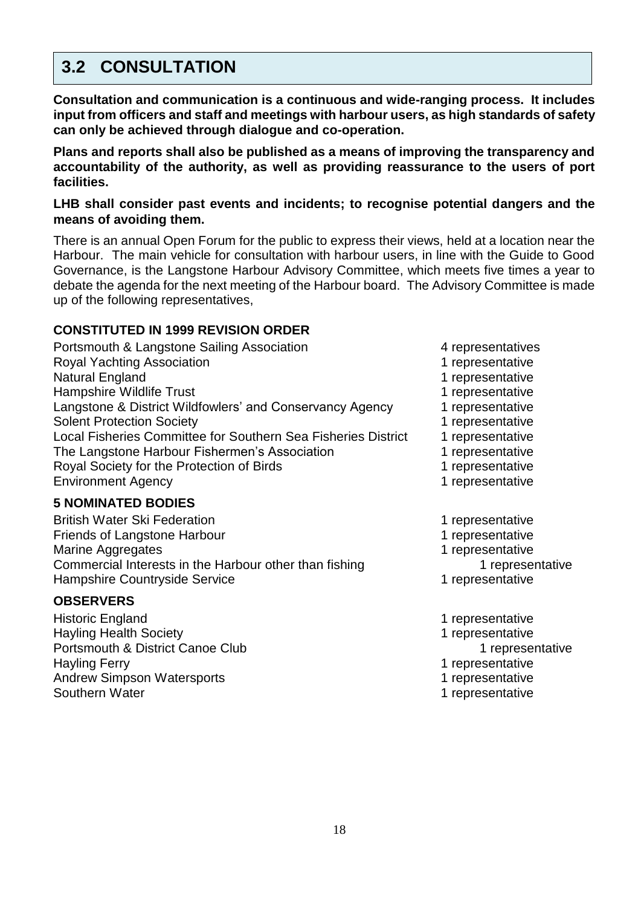## 3.2 CONSULTATION

**Consultation and communication is a continuous and wide-ranging process. It includes input from officers and staff and meetings with harbour users, as high standards of safety can only be achieved through dialogue and co-operation.**

**Plans and reports shall also be published as a means of improving the transparency and accountability of the authority, as well as providing reassurance to the users of port facilities.**

**LHB shall consider past events and incidents; to recognise potential dangers and the means of avoiding them.**

There is an annual Open Forum for the public to express their views, held at a location near the Harbour. The main vehicle for consultation with harbour users, in line with the Guide to Good Governance, is the Langstone Harbour Advisory Committee, which meets five times a year to debate the agenda for the next meeting of the Harbour board. The Advisory Committee is made up of the following representatives,

**CONSTITUTED IN 1999 REVISION ORDER**

| | |
|---|---|
| Portsmouth & Langstone Sailing Association | 4 representatives |
| Royal Yachting Association | 1 representative |
| Natural England | 1 representative |
| Hampshire Wildlife Trust | 1 representative |
| Langstone & District Wildfowlers' and Conservancy Agency | 1 representative |
| Solent Protection Society | 1 representative |
| Local Fisheries Committee for Southern Sea Fisheries District | 1 representative |
| The Langstone Harbour Fishermen's Association | 1 representative |
| Royal Society for the Protection of Birds | 1 representative |
| Environment Agency | 1 representative |

**5 NOMINATED BODIES**

| | |
|---|---|
| British Water Ski Federation | 1 representative |
| Friends of Langstone Harbour | 1 representative |
| Marine Aggregates | 1 representative |
| Commercial Interests in the Harbour other than fishing | 1 representative |
| Hampshire Countryside Service | 1 representative |

**OBSERVERS**

| | |
|---|---|
| Historic England | 1 representative |
| Hayling Health Society | 1 representative |
| Portsmouth & District Canoe Club | 1 representative |
| Hayling Ferry | 1 representative |
| Andrew Simpson Watersports | 1 representative |
| Southern Water | 1 representative |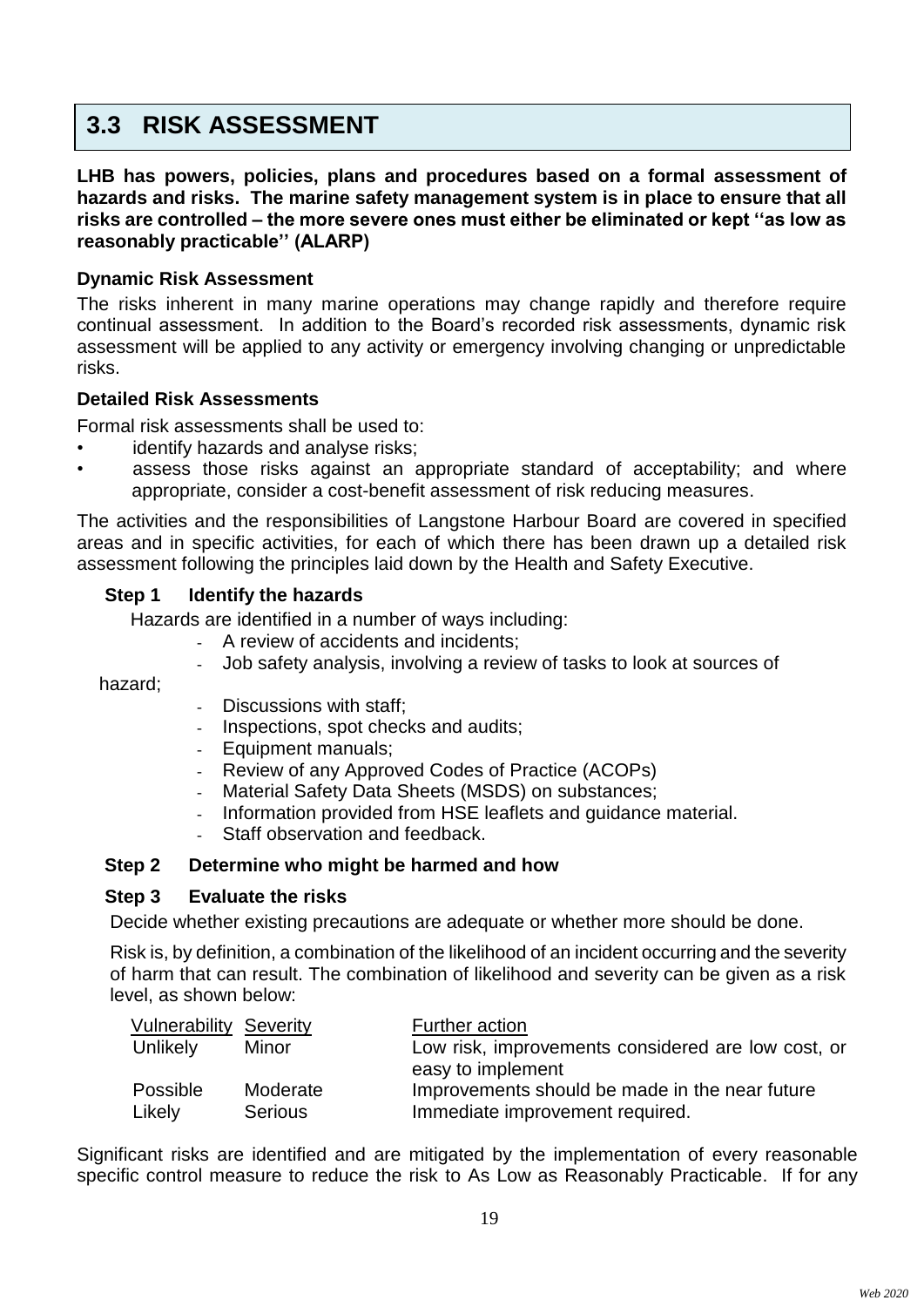## 3.3 RISK ASSESSMENT

**LHB has powers, policies, plans and procedures based on a formal assessment of hazards and risks. The marine safety management system is in place to ensure that all risks are controlled – the more severe ones must either be eliminated or kept ''as low as reasonably practicable'' (ALARP)**

### Dynamic Risk Assessment

The risks inherent in many marine operations may change rapidly and therefore require continual assessment. In addition to the Board's recorded risk assessments, dynamic risk assessment will be applied to any activity or emergency involving changing or unpredictable risks.

### Detailed Risk Assessments

Formal risk assessments shall be used to:

- identify hazards and analyse risks;
- assess those risks against an appropriate standard of acceptability; and where appropriate, consider a cost-benefit assessment of risk reducing measures.

The activities and the responsibilities of Langstone Harbour Board are covered in specified areas and in specific activities, for each of which there has been drawn up a detailed risk assessment following the principles laid down by the Health and Safety Executive.

**Step 1 Identify the hazards**

Hazards are identified in a number of ways including:

- A review of accidents and incidents;
- Job safety analysis, involving a review of tasks to look at sources of hazard;
- Discussions with staff;
- Inspections, spot checks and audits;
- Equipment manuals;
- Review of any Approved Codes of Practice (ACOPs)
- Material Safety Data Sheets (MSDS) on substances;
- Information provided from HSE leaflets and guidance material.
- Staff observation and feedback.

**Step 2 Determine who might be harmed and how**

**Step 3 Evaluate the risks**

Decide whether existing precautions are adequate or whether more should be done.

Risk is, by definition, a combination of the likelihood of an incident occurring and the severity of harm that can result. The combination of likelihood and severity can be given as a risk level, as shown below:

| Vulnerability | Severity | Further action |
| --- | --- | --- |
| Unlikely | Minor | Low risk, improvements considered are low cost, or easy to implement |
| Possible | Moderate | Improvements should be made in the near future |
| Likely | Serious | Immediate improvement required. |

Significant risks are identified and are mitigated by the implementation of every reasonable specific control measure to reduce the risk to As Low as Reasonably Practicable. If for any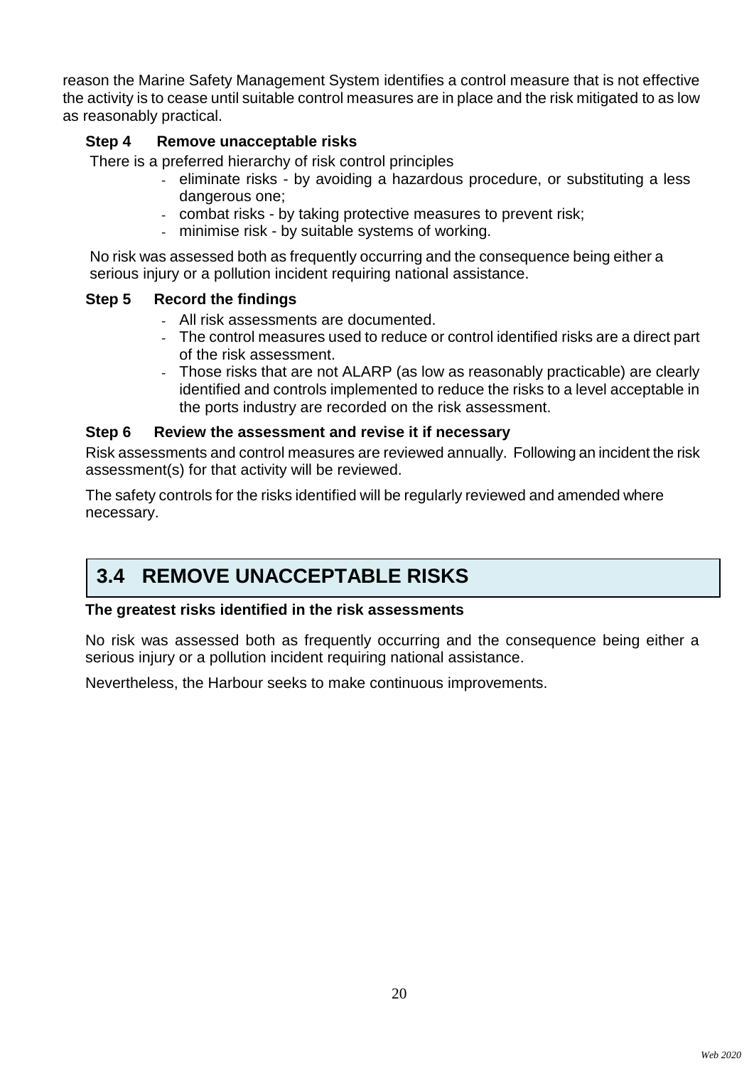reason the Marine Safety Management System identifies a control measure that is not effective the activity is to cease until suitable control measures are in place and the risk mitigated to as low as reasonably practical.

### Step 4 Remove unacceptable risks

There is a preferred hierarchy of risk control principles

- eliminate risks - by avoiding a hazardous procedure, or substituting a less dangerous one;
- combat risks - by taking protective measures to prevent risk;
- minimise risk - by suitable systems of working.

No risk was assessed both as frequently occurring and the consequence being either a serious injury or a pollution incident requiring national assistance.

### Step 5 Record the findings

- All risk assessments are documented.
- The control measures used to reduce or control identified risks are a direct part of the risk assessment.
- Those risks that are not ALARP (as low as reasonably practicable) are clearly identified and controls implemented to reduce the risks to a level acceptable in the ports industry are recorded on the risk assessment.

### Step 6 Review the assessment and revise it if necessary

Risk assessments and control measures are reviewed annually. Following an incident the risk assessment(s) for that activity will be reviewed.

The safety controls for the risks identified will be regularly reviewed and amended where necessary.

## 3.4 REMOVE UNACCEPTABLE RISKS

**The greatest risks identified in the risk assessments**

No risk was assessed both as frequently occurring and the consequence being either a serious injury or a pollution incident requiring national assistance.

Nevertheless, the Harbour seeks to make continuous improvements.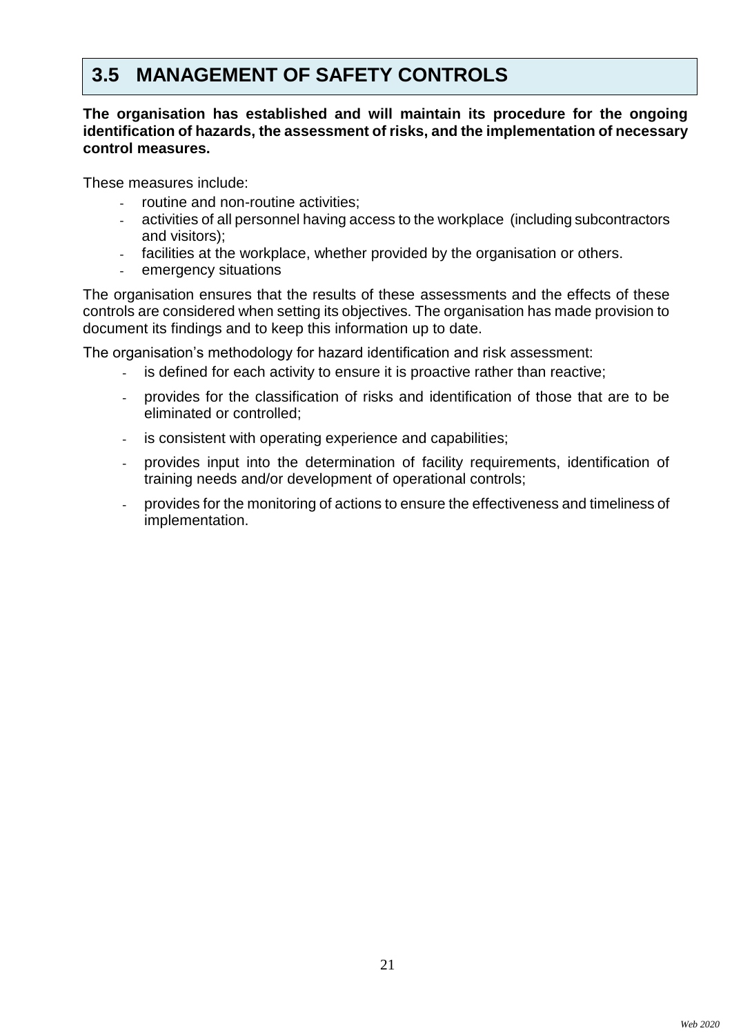## 3.5 MANAGEMENT OF SAFETY CONTROLS

**The organisation has established and will maintain its procedure for the ongoing identification of hazards, the assessment of risks, and the implementation of necessary control measures.**

These measures include:

- routine and non-routine activities;
- activities of all personnel having access to the workplace (including subcontractors and visitors);
- facilities at the workplace, whether provided by the organisation or others.
- emergency situations

The organisation ensures that the results of these assessments and the effects of these controls are considered when setting its objectives. The organisation has made provision to document its findings and to keep this information up to date.

The organisation's methodology for hazard identification and risk assessment:

- is defined for each activity to ensure it is proactive rather than reactive;
- provides for the classification of risks and identification of those that are to be eliminated or controlled;
- is consistent with operating experience and capabilities;
- provides input into the determination of facility requirements, identification of training needs and/or development of operational controls;
- provides for the monitoring of actions to ensure the effectiveness and timeliness of implementation.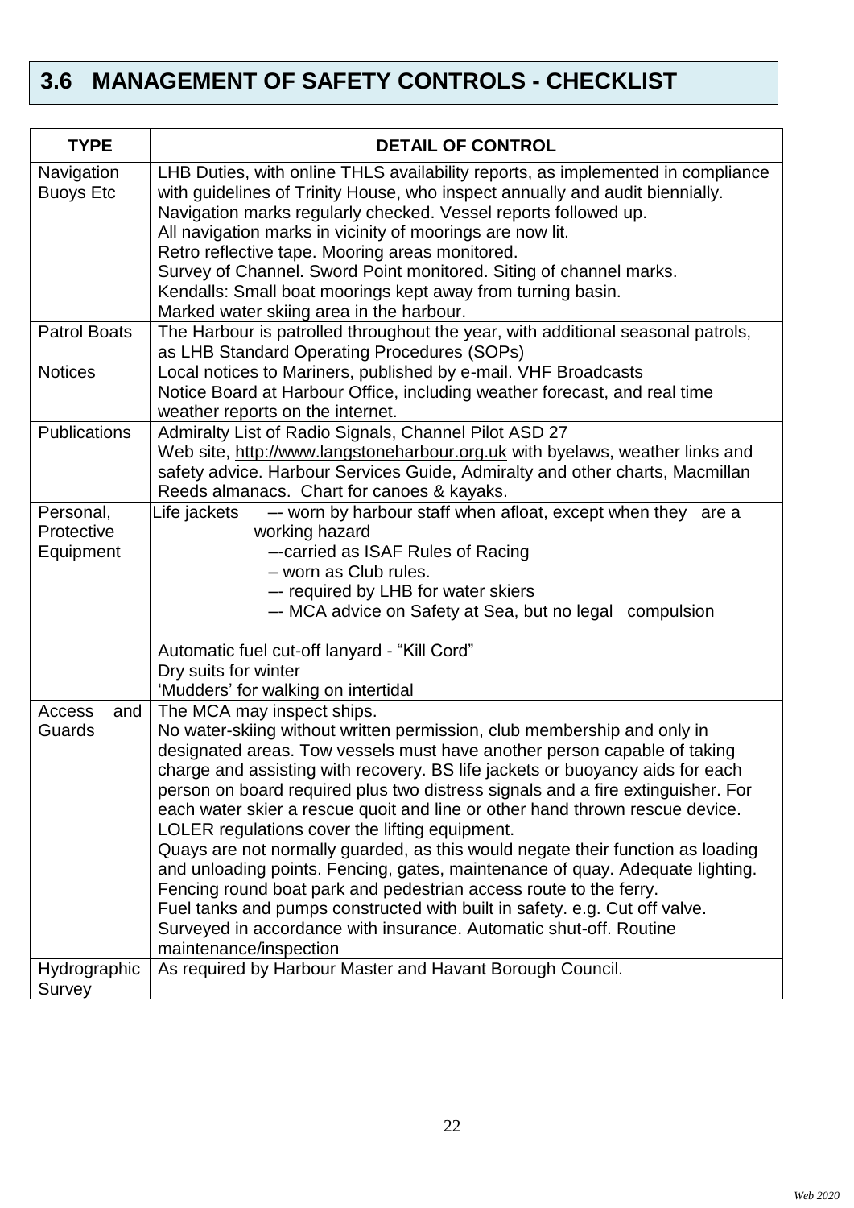## 3.6 MANAGEMENT OF SAFETY CONTROLS - CHECKLIST

| TYPE | DETAIL OF CONTROL |
|---|---|
| Navigation Buoys Etc | LHB Duties, with online THLS availability reports, as implemented in compliance with guidelines of Trinity House, who inspect annually and audit biennially.<br>Navigation marks regularly checked. Vessel reports followed up.<br>All navigation marks in vicinity of moorings are now lit.<br>Retro reflective tape. Mooring areas monitored.<br>Survey of Channel. Sword Point monitored. Siting of channel marks.<br>Kendalls: Small boat moorings kept away from turning basin.<br>Marked water skiing area in the harbour. |
| Patrol Boats | The Harbour is patrolled throughout the year, with additional seasonal patrols, as LHB Standard Operating Procedures (SOPs) |
| Notices | Local notices to Mariners, published by e-mail. VHF Broadcasts<br>Notice Board at Harbour Office, including weather forecast, and real time weather reports on the internet. |
| Publications | Admiralty List of Radio Signals, Channel Pilot ASD 27<br>Web site, http://www.langstoneharbour.org.uk with byelaws, weather links and safety advice. Harbour Services Guide, Admiralty and other charts, Macmillan Reeds almanacs. Chart for canoes & kayaks. |
| Personal, Protective Equipment | Life jackets –- worn by harbour staff when afloat, except when they are a working hazard<br>–-carried as ISAF Rules of Racing<br>– worn as Club rules.<br>–- required by LHB for water skiers<br>–- MCA advice on Safety at Sea, but no legal compulsion<br><br>Automatic fuel cut-off lanyard - "Kill Cord"<br>Dry suits for winter<br>'Mudders' for walking on intertidal |
| Access and Guards | The MCA may inspect ships.<br>No water-skiing without written permission, club membership and only in designated areas. Tow vessels must have another person capable of taking charge and assisting with recovery. BS life jackets or buoyancy aids for each person on board required plus two distress signals and a fire extinguisher. For each water skier a rescue quoit and line or other hand thrown rescue device.<br>LOLER regulations cover the lifting equipment.<br>Quays are not normally guarded, as this would negate their function as loading and unloading points. Fencing, gates, maintenance of quay. Adequate lighting.<br>Fencing round boat park and pedestrian access route to the ferry.<br>Fuel tanks and pumps constructed with built in safety. e.g. Cut off valve.<br>Surveyed in accordance with insurance. Automatic shut-off. Routine maintenance/inspection |
| Hydrographic Survey | As required by Harbour Master and Havant Borough Council. |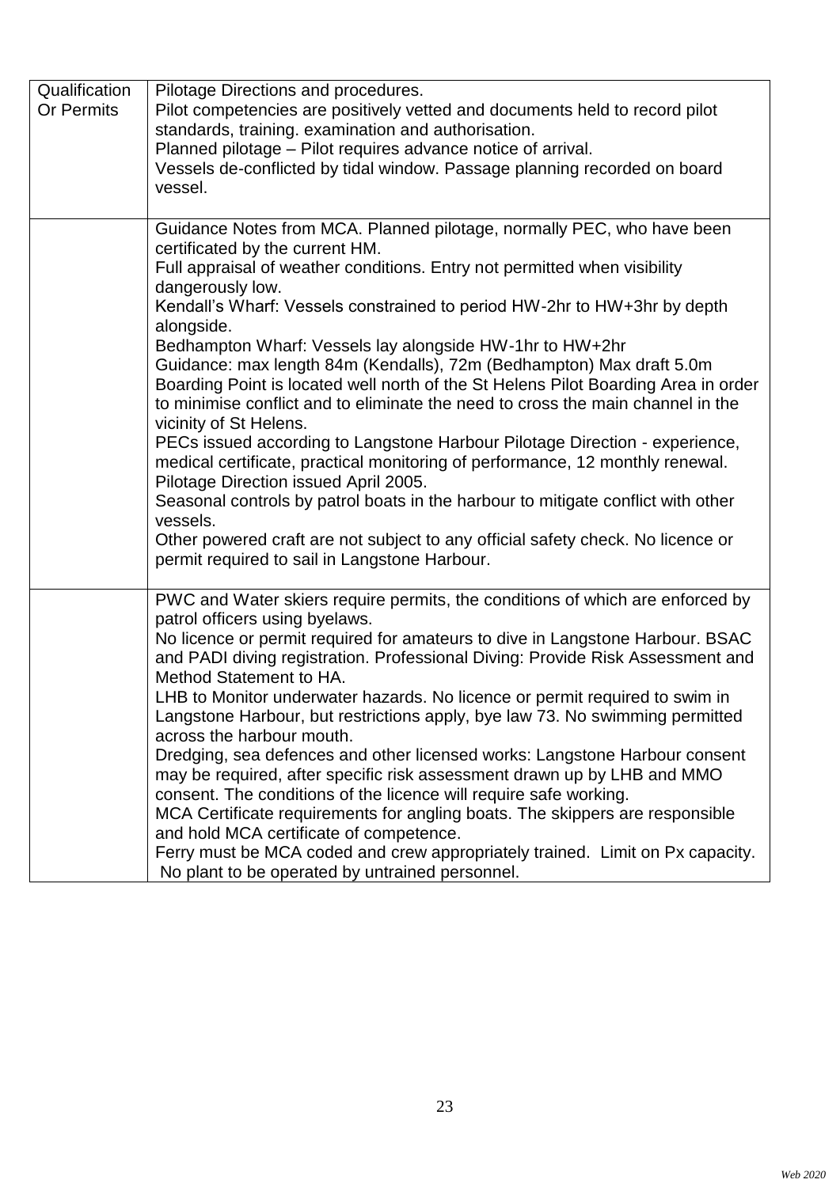| Qualification Or Permits | Pilotage Directions and procedures.<br>Pilot competencies are positively vetted and documents held to record pilot standards, training. examination and authorisation.<br>Planned pilotage – Pilot requires advance notice of arrival.<br>Vessels de-conflicted by tidal window. Passage planning recorded on board vessel. |
|---|---|
| | Guidance Notes from MCA. Planned pilotage, normally PEC, who have been certificated by the current HM.<br>Full appraisal of weather conditions. Entry not permitted when visibility dangerously low.<br>Kendall's Wharf: Vessels constrained to period HW-2hr to HW+3hr by depth alongside.<br>Bedhampton Wharf: Vessels lay alongside HW-1hr to HW+2hr<br>Guidance: max length 84m (Kendalls), 72m (Bedhampton) Max draft 5.0m<br>Boarding Point is located well north of the St Helens Pilot Boarding Area in order to minimise conflict and to eliminate the need to cross the main channel in the vicinity of St Helens.<br>PECs issued according to Langstone Harbour Pilotage Direction - experience, medical certificate, practical monitoring of performance, 12 monthly renewal.<br>Pilotage Direction issued April 2005.<br>Seasonal controls by patrol boats in the harbour to mitigate conflict with other vessels.<br>Other powered craft are not subject to any official safety check. No licence or permit required to sail in Langstone Harbour. |
| | PWC and Water skiers require permits, the conditions of which are enforced by patrol officers using byelaws.<br>No licence or permit required for amateurs to dive in Langstone Harbour. BSAC and PADI diving registration. Professional Diving: Provide Risk Assessment and Method Statement to HA.<br>LHB to Monitor underwater hazards. No licence or permit required to swim in Langstone Harbour, but restrictions apply, bye law 73. No swimming permitted across the harbour mouth.<br>Dredging, sea defences and other licensed works: Langstone Harbour consent may be required, after specific risk assessment drawn up by LHB and MMO consent. The conditions of the licence will require safe working.<br>MCA Certificate requirements for angling boats. The skippers are responsible and hold MCA certificate of competence.<br>Ferry must be MCA coded and crew appropriately trained. Limit on Px capacity.<br>No plant to be operated by untrained personnel. |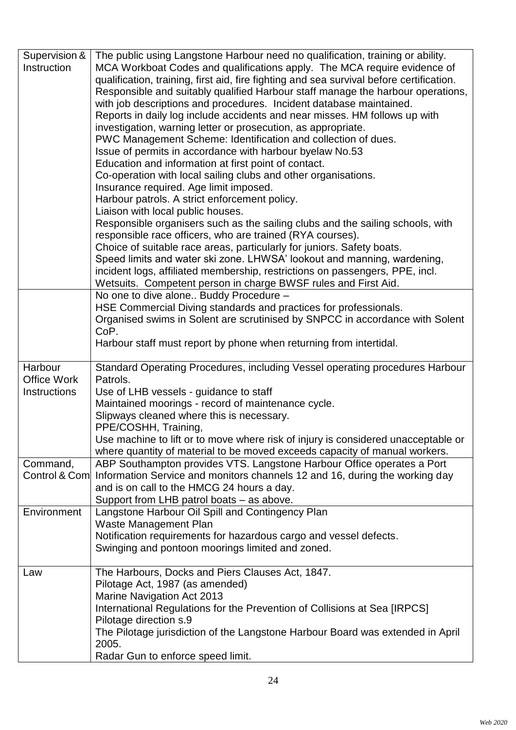| | |
|---|---|
| Supervision & Instruction | The public using Langstone Harbour need no qualification, training or ability.<br>MCA Workboat Codes and qualifications apply. The MCA require evidence of qualification, training, first aid, fire fighting and sea survival before certification.<br>Responsible and suitably qualified Harbour staff manage the harbour operations, with job descriptions and procedures. Incident database maintained.<br>Reports in daily log include accidents and near misses. HM follows up with investigation, warning letter or prosecution, as appropriate.<br>PWC Management Scheme: Identification and collection of dues.<br>Issue of permits in accordance with harbour byelaw No.53<br>Education and information at first point of contact.<br>Co-operation with local sailing clubs and other organisations.<br>Insurance required. Age limit imposed.<br>Harbour patrols. A strict enforcement policy.<br>Liaison with local public houses.<br>Responsible organisers such as the sailing clubs and the sailing schools, with responsible race officers, who are trained (RYA courses).<br>Choice of suitable race areas, particularly for juniors. Safety boats.<br>Speed limits and water ski zone. LHWSA' lookout and manning, wardening, incident logs, affiliated membership, restrictions on passengers, PPE, incl. Wetsuits. Competent person in charge BWSF rules and First Aid. |
| | No one to dive alone.. Buddy Procedure –<br>HSE Commercial Diving standards and practices for professionals.<br>Organised swims in Solent are scrutinised by SNPCC in accordance with Solent CoP.<br>Harbour staff must report by phone when returning from intertidal. |
| Harbour Office Work Instructions | Standard Operating Procedures, including Vessel operating procedures Harbour Patrols.<br>Use of LHB vessels - guidance to staff<br>Maintained moorings - record of maintenance cycle.<br>Slipways cleaned where this is necessary.<br>PPE/COSHH, Training,<br>Use machine to lift or to move where risk of injury is considered unacceptable or where quantity of material to be moved exceeds capacity of manual workers. |
| Command, Control & Com | ABP Southampton provides VTS. Langstone Harbour Office operates a Port Information Service and monitors channels 12 and 16, during the working day and is on call to the HMCG 24 hours a day.<br>Support from LHB patrol boats – as above. |
| Environment | Langstone Harbour Oil Spill and Contingency Plan<br>Waste Management Plan<br>Notification requirements for hazardous cargo and vessel defects.<br>Swinging and pontoon moorings limited and zoned. |
| Law | The Harbours, Docks and Piers Clauses Act, 1847.<br>Pilotage Act, 1987 (as amended)<br>Marine Navigation Act 2013<br>International Regulations for the Prevention of Collisions at Sea [IRPCS]<br>Pilotage direction s.9<br>The Pilotage jurisdiction of the Langstone Harbour Board was extended in April 2005.<br>Radar Gun to enforce speed limit. |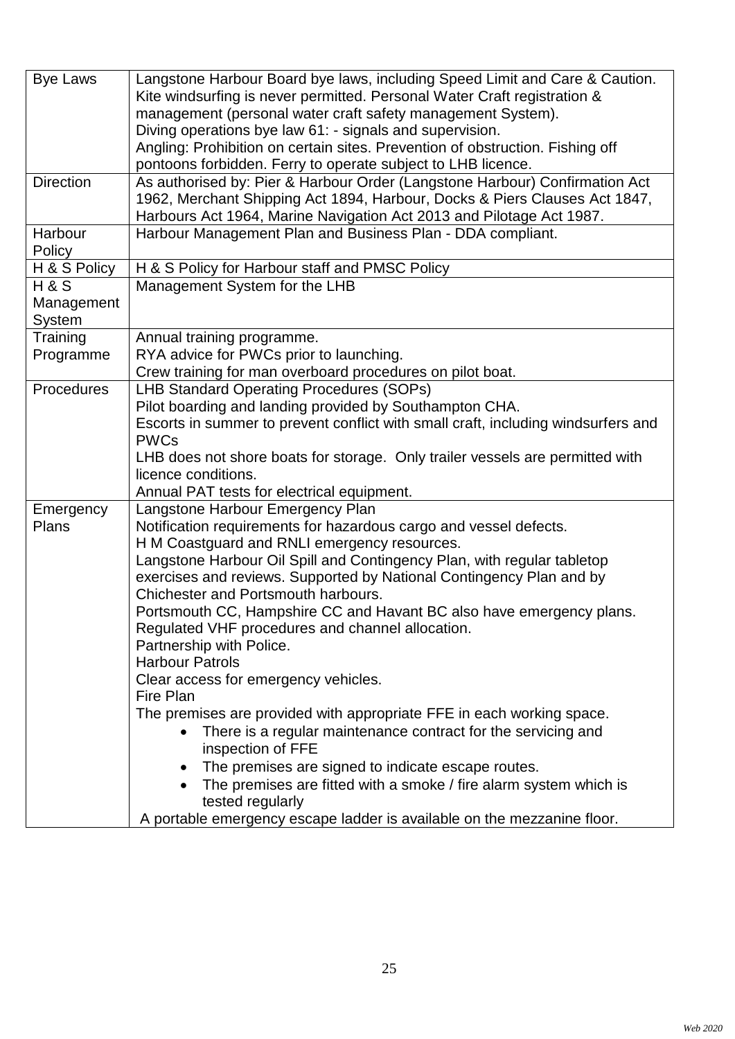| | |
|---|---|
| Bye Laws | Langstone Harbour Board bye laws, including Speed Limit and Care & Caution. Kite windsurfing is never permitted. Personal Water Craft registration & management (personal water craft safety management System).<br>Diving operations bye law 61: - signals and supervision.<br>Angling: Prohibition on certain sites. Prevention of obstruction. Fishing off pontoons forbidden. Ferry to operate subject to LHB licence. |
| Direction | As authorised by: Pier & Harbour Order (Langstone Harbour) Confirmation Act 1962, Merchant Shipping Act 1894, Harbour, Docks & Piers Clauses Act 1847, Harbours Act 1964, Marine Navigation Act 2013 and Pilotage Act 1987. |
| Harbour Policy | Harbour Management Plan and Business Plan - DDA compliant. |
| H & S Policy | H & S Policy for Harbour staff and PMSC Policy |
| H & S Management System | Management System for the LHB |
| Training Programme | Annual training programme.<br>RYA advice for PWCs prior to launching.<br>Crew training for man overboard procedures on pilot boat. |
| Procedures | LHB Standard Operating Procedures (SOPs)<br>Pilot boarding and landing provided by Southampton CHA.<br>Escorts in summer to prevent conflict with small craft, including windsurfers and PWCs<br>LHB does not shore boats for storage. Only trailer vessels are permitted with licence conditions.<br>Annual PAT tests for electrical equipment. |
| Emergency Plans | Langstone Harbour Emergency Plan<br>Notification requirements for hazardous cargo and vessel defects.<br>H M Coastguard and RNLI emergency resources.<br>Langstone Harbour Oil Spill and Contingency Plan, with regular tabletop exercises and reviews. Supported by National Contingency Plan and by Chichester and Portsmouth harbours.<br>Portsmouth CC, Hampshire CC and Havant BC also have emergency plans.<br>Regulated VHF procedures and channel allocation.<br>Partnership with Police.<br>Harbour Patrols<br>Clear access for emergency vehicles.<br>Fire Plan<br>The premises are provided with appropriate FFE in each working space.<br>• There is a regular maintenance contract for the servicing and inspection of FFE<br>• The premises are signed to indicate escape routes.<br>• The premises are fitted with a smoke / fire alarm system which is tested regularly<br>A portable emergency escape ladder is available on the mezzanine floor. |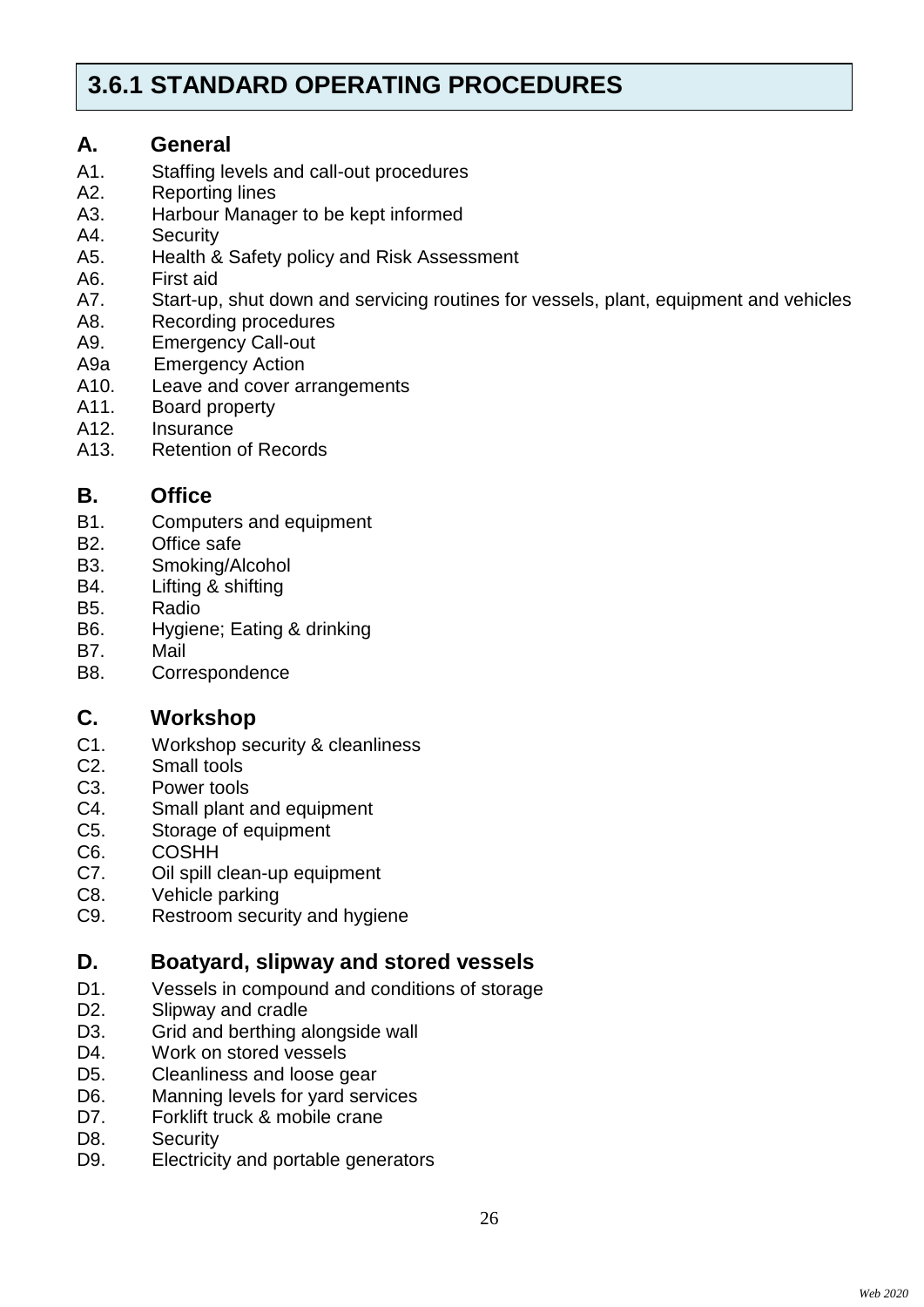# 3.6.1 STANDARD OPERATING PROCEDURES

## A. General

A1. Staffing levels and call-out procedures
A2. Reporting lines
A3. Harbour Manager to be kept informed
A4. Security
A5. Health & Safety policy and Risk Assessment
A6. First aid
A7. Start-up, shut down and servicing routines for vessels, plant, equipment and vehicles
A8. Recording procedures
A9. Emergency Call-out
A9a Emergency Action
A10. Leave and cover arrangements
A11. Board property
A12. Insurance
A13. Retention of Records

## B. Office

B1. Computers and equipment
B2. Office safe
B3. Smoking/Alcohol
B4. Lifting & shifting
B5. Radio
B6. Hygiene; Eating & drinking
B7. Mail
B8. Correspondence

## C. Workshop

C1. Workshop security & cleanliness
C2. Small tools
C3. Power tools
C4. Small plant and equipment
C5. Storage of equipment
C6. COSHH
C7. Oil spill clean-up equipment
C8. Vehicle parking
C9. Restroom security and hygiene

## D. Boatyard, slipway and stored vessels

D1. Vessels in compound and conditions of storage
D2. Slipway and cradle
D3. Grid and berthing alongside wall
D4. Work on stored vessels
D5. Cleanliness and loose gear
D6. Manning levels for yard services
D7. Forklift truck & mobile crane
D8. Security
D9. Electricity and portable generators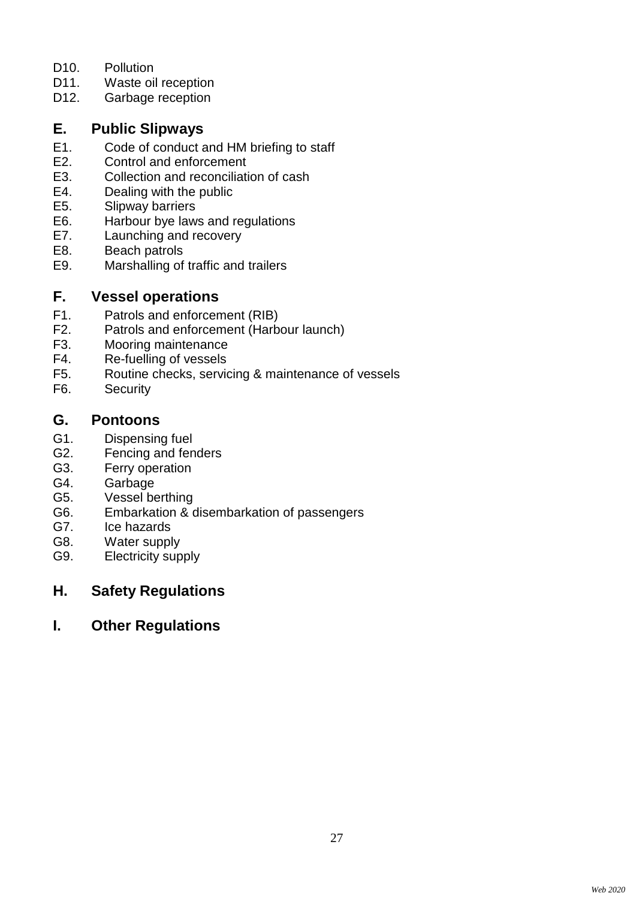D10. Pollution
D11. Waste oil reception
D12. Garbage reception

## E. Public Slipways

E1. Code of conduct and HM briefing to staff
E2. Control and enforcement
E3. Collection and reconciliation of cash
E4. Dealing with the public
E5. Slipway barriers
E6. Harbour bye laws and regulations
E7. Launching and recovery
E8. Beach patrols
E9. Marshalling of traffic and trailers

## F. Vessel operations

F1. Patrols and enforcement (RIB)
F2. Patrols and enforcement (Harbour launch)
F3. Mooring maintenance
F4. Re-fuelling of vessels
F5. Routine checks, servicing & maintenance of vessels
F6. Security

## G. Pontoons

G1. Dispensing fuel
G2. Fencing and fenders
G3. Ferry operation
G4. Garbage
G5. Vessel berthing
G6. Embarkation & disembarkation of passengers
G7. Ice hazards
G8. Water supply
G9. Electricity supply

## H. Safety Regulations

## I. Other Regulations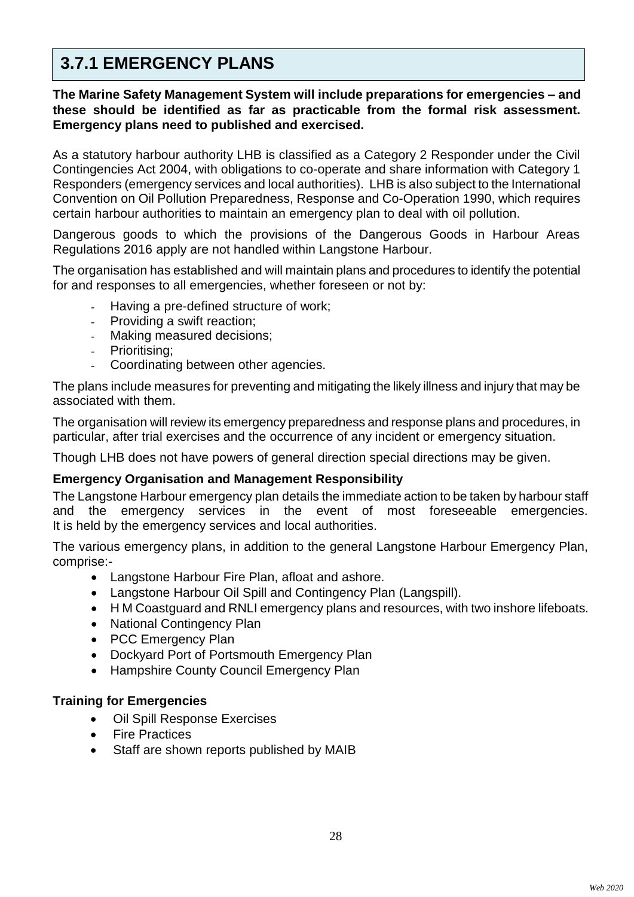## 3.7.1 EMERGENCY PLANS

**The Marine Safety Management System will include preparations for emergencies – and these should be identified as far as practicable from the formal risk assessment. Emergency plans need to published and exercised.**

As a statutory harbour authority LHB is classified as a Category 2 Responder under the Civil Contingencies Act 2004, with obligations to co-operate and share information with Category 1 Responders (emergency services and local authorities). LHB is also subject to the International Convention on Oil Pollution Preparedness, Response and Co-Operation 1990, which requires certain harbour authorities to maintain an emergency plan to deal with oil pollution.

Dangerous goods to which the provisions of the Dangerous Goods in Harbour Areas Regulations 2016 apply are not handled within Langstone Harbour.

The organisation has established and will maintain plans and procedures to identify the potential for and responses to all emergencies, whether foreseen or not by:

- Having a pre-defined structure of work;
- Providing a swift reaction;
- Making measured decisions;
- Prioritising;
- Coordinating between other agencies.

The plans include measures for preventing and mitigating the likely illness and injury that may be associated with them.

The organisation will review its emergency preparedness and response plans and procedures, in particular, after trial exercises and the occurrence of any incident or emergency situation.

Though LHB does not have powers of general direction special directions may be given.

**Emergency Organisation and Management Responsibility**

The Langstone Harbour emergency plan details the immediate action to be taken by harbour staff and the emergency services in the event of most foreseeable emergencies. It is held by the emergency services and local authorities.

The various emergency plans, in addition to the general Langstone Harbour Emergency Plan, comprise:-

- Langstone Harbour Fire Plan, afloat and ashore.
- Langstone Harbour Oil Spill and Contingency Plan (Langspill).
- H M Coastguard and RNLI emergency plans and resources, with two inshore lifeboats.
- National Contingency Plan
- PCC Emergency Plan
- Dockyard Port of Portsmouth Emergency Plan
- Hampshire County Council Emergency Plan

**Training for Emergencies**

- Oil Spill Response Exercises
- Fire Practices
- Staff are shown reports published by MAIB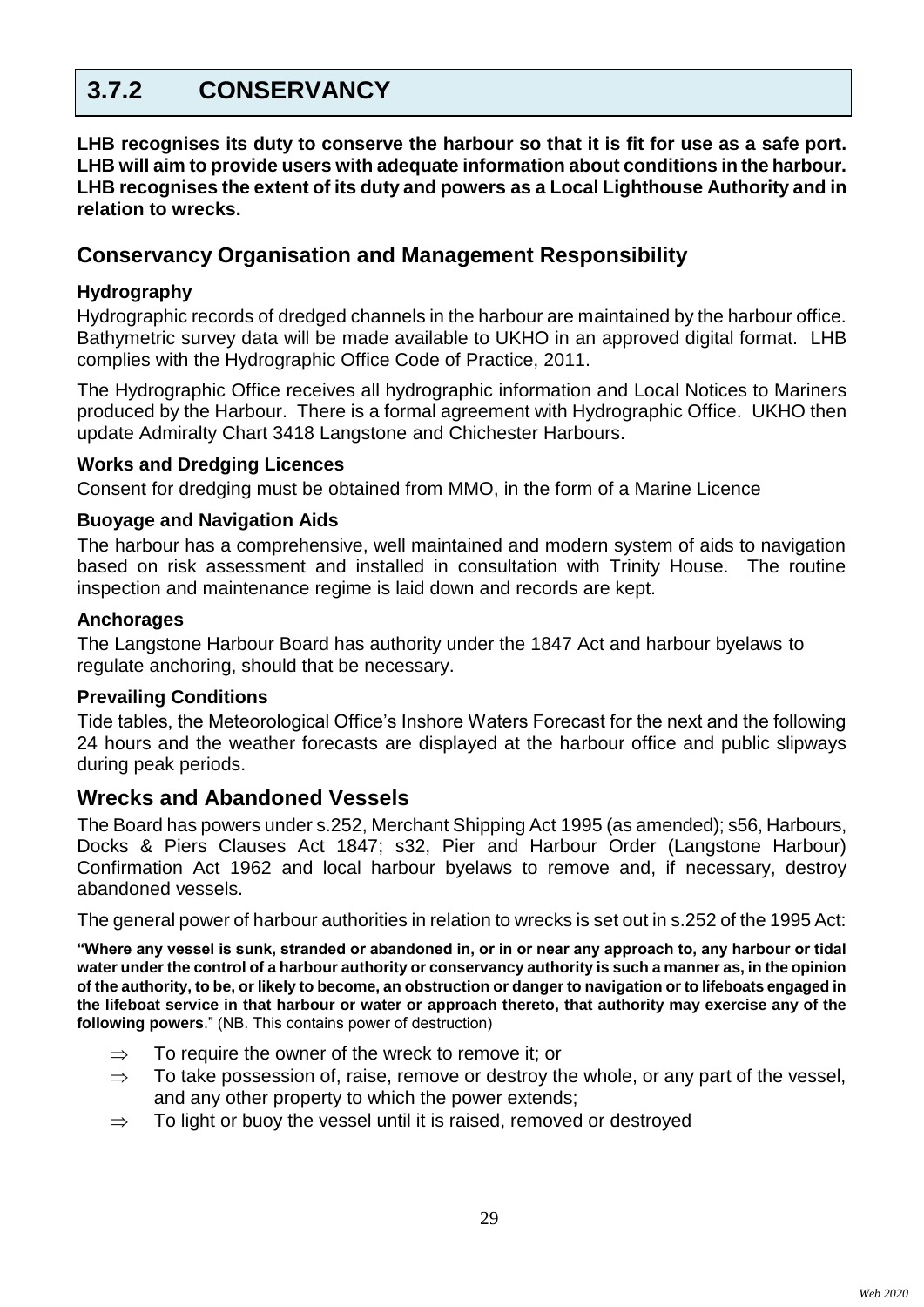## 3.7.2 CONSERVANCY

**LHB recognises its duty to conserve the harbour so that it is fit for use as a safe port. LHB will aim to provide users with adequate information about conditions in the harbour. LHB recognises the extent of its duty and powers as a Local Lighthouse Authority and in relation to wrecks.**

### Conservancy Organisation and Management Responsibility

#### Hydrography

Hydrographic records of dredged channels in the harbour are maintained by the harbour office. Bathymetric survey data will be made available to UKHO in an approved digital format. LHB complies with the Hydrographic Office Code of Practice, 2011.

The Hydrographic Office receives all hydrographic information and Local Notices to Mariners produced by the Harbour. There is a formal agreement with Hydrographic Office. UKHO then update Admiralty Chart 3418 Langstone and Chichester Harbours.

#### Works and Dredging Licences

Consent for dredging must be obtained from MMO, in the form of a Marine Licence

#### Buoyage and Navigation Aids

The harbour has a comprehensive, well maintained and modern system of aids to navigation based on risk assessment and installed in consultation with Trinity House. The routine inspection and maintenance regime is laid down and records are kept.

#### Anchorages

The Langstone Harbour Board has authority under the 1847 Act and harbour byelaws to regulate anchoring, should that be necessary.

#### Prevailing Conditions

Tide tables, the Meteorological Office's Inshore Waters Forecast for the next and the following 24 hours and the weather forecasts are displayed at the harbour office and public slipways during peak periods.

### Wrecks and Abandoned Vessels

The Board has powers under s.252, Merchant Shipping Act 1995 (as amended); s56, Harbours, Docks & Piers Clauses Act 1847; s32, Pier and Harbour Order (Langstone Harbour) Confirmation Act 1962 and local harbour byelaws to remove and, if necessary, destroy abandoned vessels.

The general power of harbour authorities in relation to wrecks is set out in s.252 of the 1995 Act:

**"Where any vessel is sunk, stranded or abandoned in, or in or near any approach to, any harbour or tidal water under the control of a harbour authority or conservancy authority is such a manner as, in the opinion of the authority, to be, or likely to become, an obstruction or danger to navigation or to lifeboats engaged in the lifeboat service in that harbour or water or approach thereto, that authority may exercise any of the following powers**." (NB. This contains power of destruction)

- ⇒ To require the owner of the wreck to remove it; or
- ⇒ To take possession of, raise, remove or destroy the whole, or any part of the vessel, and any other property to which the power extends;
- ⇒ To light or buoy the vessel until it is raised, removed or destroyed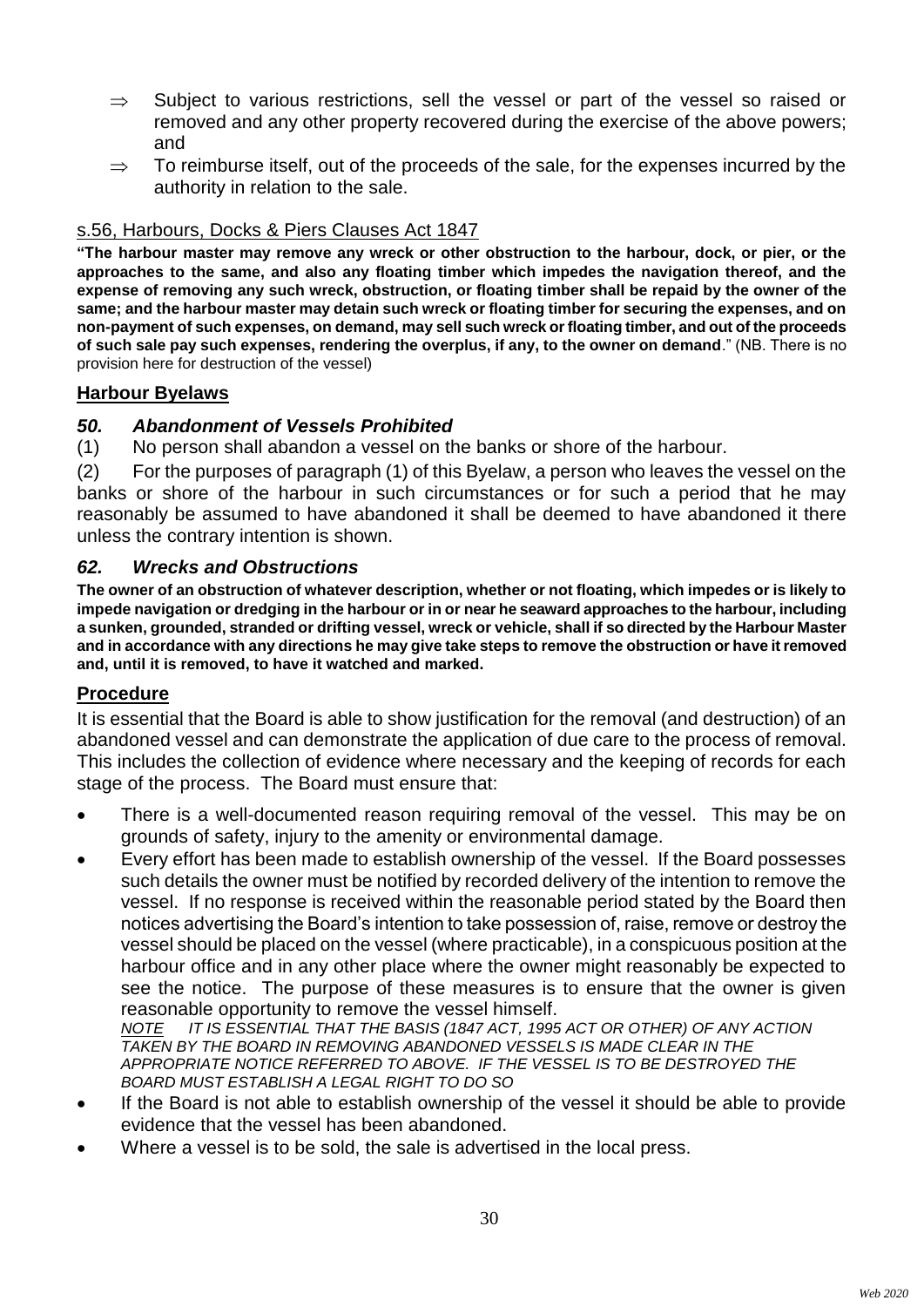- ⇒ Subject to various restrictions, sell the vessel or part of the vessel so raised or removed and any other property recovered during the exercise of the above powers; and
- ⇒ To reimburse itself, out of the proceeds of the sale, for the expenses incurred by the authority in relation to the sale.

s.56, Harbours, Docks & Piers Clauses Act 1847

**"The harbour master may remove any wreck or other obstruction to the harbour, dock, or pier, or the approaches to the same, and also any floating timber which impedes the navigation thereof, and the expense of removing any such wreck, obstruction, or floating timber shall be repaid by the owner of the same; and the harbour master may detain such wreck or floating timber for securing the expenses, and on non-payment of such expenses, on demand, may sell such wreck or floating timber, and out of the proceeds of such sale pay such expenses, rendering the overplus, if any, to the owner on demand**." (NB. There is no provision here for destruction of the vessel)

## Harbour Byelaws

### *50. Abandonment of Vessels Prohibited*

(1) No person shall abandon a vessel on the banks or shore of the harbour.

(2) For the purposes of paragraph (1) of this Byelaw, a person who leaves the vessel on the banks or shore of the harbour in such circumstances or for such a period that he may reasonably be assumed to have abandoned it shall be deemed to have abandoned it there unless the contrary intention is shown.

### *62. Wrecks and Obstructions*

**The owner of an obstruction of whatever description, whether or not floating, which impedes or is likely to impede navigation or dredging in the harbour or in or near he seaward approaches to the harbour, including a sunken, grounded, stranded or drifting vessel, wreck or vehicle, shall if so directed by the Harbour Master and in accordance with any directions he may give take steps to remove the obstruction or have it removed and, until it is removed, to have it watched and marked.**

## Procedure

It is essential that the Board is able to show justification for the removal (and destruction) of an abandoned vessel and can demonstrate the application of due care to the process of removal. This includes the collection of evidence where necessary and the keeping of records for each stage of the process. The Board must ensure that:

- There is a well-documented reason requiring removal of the vessel. This may be on grounds of safety, injury to the amenity or environmental damage.
- Every effort has been made to establish ownership of the vessel. If the Board possesses such details the owner must be notified by recorded delivery of the intention to remove the vessel. If no response is received within the reasonable period stated by the Board then notices advertising the Board's intention to take possession of, raise, remove or destroy the vessel should be placed on the vessel (where practicable), in a conspicuous position at the harbour office and in any other place where the owner might reasonably be expected to see the notice. The purpose of these measures is to ensure that the owner is given reasonable opportunity to remove the vessel himself.
  *NOTE IT IS ESSENTIAL THAT THE BASIS (1847 ACT, 1995 ACT OR OTHER) OF ANY ACTION TAKEN BY THE BOARD IN REMOVING ABANDONED VESSELS IS MADE CLEAR IN THE APPROPRIATE NOTICE REFERRED TO ABOVE. IF THE VESSEL IS TO BE DESTROYED THE BOARD MUST ESTABLISH A LEGAL RIGHT TO DO SO*
- If the Board is not able to establish ownership of the vessel it should be able to provide evidence that the vessel has been abandoned.
- Where a vessel is to be sold, the sale is advertised in the local press.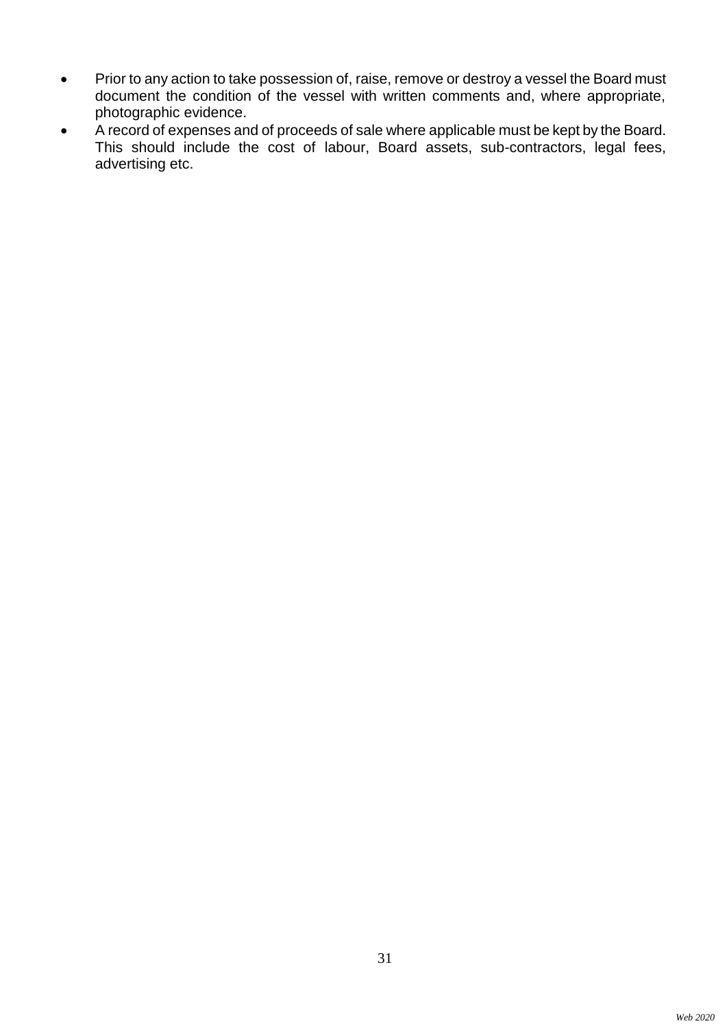- Prior to any action to take possession of, raise, remove or destroy a vessel the Board must document the condition of the vessel with written comments and, where appropriate, photographic evidence.
- A record of expenses and of proceeds of sale where applicable must be kept by the Board. This should include the cost of labour, Board assets, sub-contractors, legal fees, advertising etc.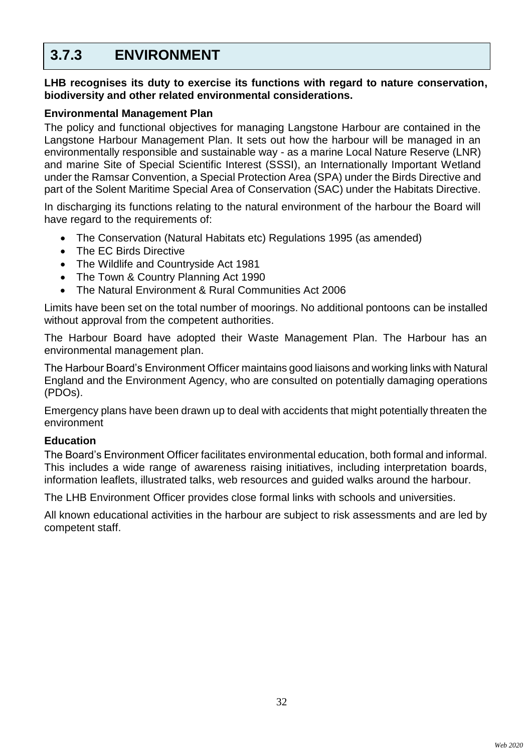## 3.7.3 ENVIRONMENT

**LHB recognises its duty to exercise its functions with regard to nature conservation, biodiversity and other related environmental considerations.**

**Environmental Management Plan**

The policy and functional objectives for managing Langstone Harbour are contained in the Langstone Harbour Management Plan. It sets out how the harbour will be managed in an environmentally responsible and sustainable way - as a marine Local Nature Reserve (LNR) and marine Site of Special Scientific Interest (SSSI), an Internationally Important Wetland under the Ramsar Convention, a Special Protection Area (SPA) under the Birds Directive and part of the Solent Maritime Special Area of Conservation (SAC) under the Habitats Directive.

In discharging its functions relating to the natural environment of the harbour the Board will have regard to the requirements of:

- The Conservation (Natural Habitats etc) Regulations 1995 (as amended)
- The EC Birds Directive
- The Wildlife and Countryside Act 1981
- The Town & Country Planning Act 1990
- The Natural Environment & Rural Communities Act 2006

Limits have been set on the total number of moorings. No additional pontoons can be installed without approval from the competent authorities.

The Harbour Board have adopted their Waste Management Plan. The Harbour has an environmental management plan.

The Harbour Board's Environment Officer maintains good liaisons and working links with Natural England and the Environment Agency, who are consulted on potentially damaging operations (PDOs).

Emergency plans have been drawn up to deal with accidents that might potentially threaten the environment

**Education**

The Board's Environment Officer facilitates environmental education, both formal and informal. This includes a wide range of awareness raising initiatives, including interpretation boards, information leaflets, illustrated talks, web resources and guided walks around the harbour.

The LHB Environment Officer provides close formal links with schools and universities.

All known educational activities in the harbour are subject to risk assessments and are led by competent staff.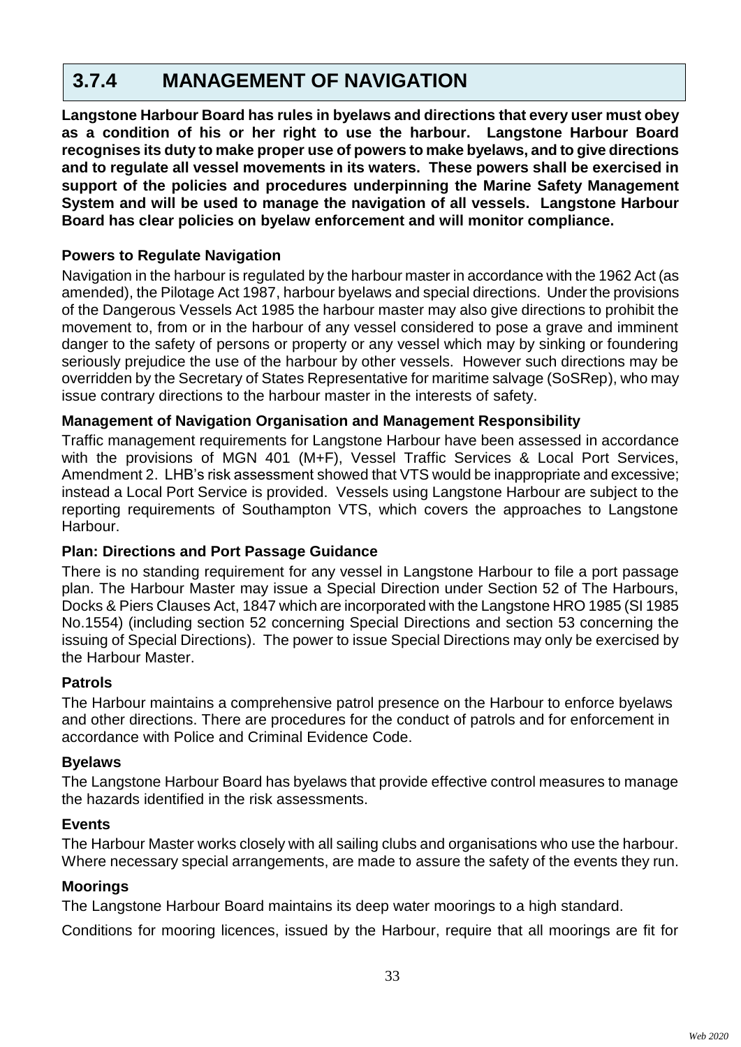## 3.7.4 MANAGEMENT OF NAVIGATION

**Langstone Harbour Board has rules in byelaws and directions that every user must obey as a condition of his or her right to use the harbour. Langstone Harbour Board recognises its duty to make proper use of powers to make byelaws, and to give directions and to regulate all vessel movements in its waters. These powers shall be exercised in support of the policies and procedures underpinning the Marine Safety Management System and will be used to manage the navigation of all vessels. Langstone Harbour Board has clear policies on byelaw enforcement and will monitor compliance.**

### Powers to Regulate Navigation

Navigation in the harbour is regulated by the harbour master in accordance with the 1962 Act (as amended), the Pilotage Act 1987, harbour byelaws and special directions. Under the provisions of the Dangerous Vessels Act 1985 the harbour master may also give directions to prohibit the movement to, from or in the harbour of any vessel considered to pose a grave and imminent danger to the safety of persons or property or any vessel which may by sinking or foundering seriously prejudice the use of the harbour by other vessels. However such directions may be overridden by the Secretary of States Representative for maritime salvage (SoSRep), who may issue contrary directions to the harbour master in the interests of safety.

### Management of Navigation Organisation and Management Responsibility

Traffic management requirements for Langstone Harbour have been assessed in accordance with the provisions of MGN 401 (M+F), Vessel Traffic Services & Local Port Services, Amendment 2. LHB's risk assessment showed that VTS would be inappropriate and excessive; instead a Local Port Service is provided. Vessels using Langstone Harbour are subject to the reporting requirements of Southampton VTS, which covers the approaches to Langstone Harbour.

### Plan: Directions and Port Passage Guidance

There is no standing requirement for any vessel in Langstone Harbour to file a port passage plan. The Harbour Master may issue a Special Direction under Section 52 of The Harbours, Docks & Piers Clauses Act, 1847 which are incorporated with the Langstone HRO 1985 (SI 1985 No.1554) (including section 52 concerning Special Directions and section 53 concerning the issuing of Special Directions). The power to issue Special Directions may only be exercised by the Harbour Master.

### Patrols

The Harbour maintains a comprehensive patrol presence on the Harbour to enforce byelaws and other directions. There are procedures for the conduct of patrols and for enforcement in accordance with Police and Criminal Evidence Code.

### Byelaws

The Langstone Harbour Board has byelaws that provide effective control measures to manage the hazards identified in the risk assessments.

### Events

The Harbour Master works closely with all sailing clubs and organisations who use the harbour. Where necessary special arrangements, are made to assure the safety of the events they run.

### Moorings

The Langstone Harbour Board maintains its deep water moorings to a high standard.

Conditions for mooring licences, issued by the Harbour, require that all moorings are fit for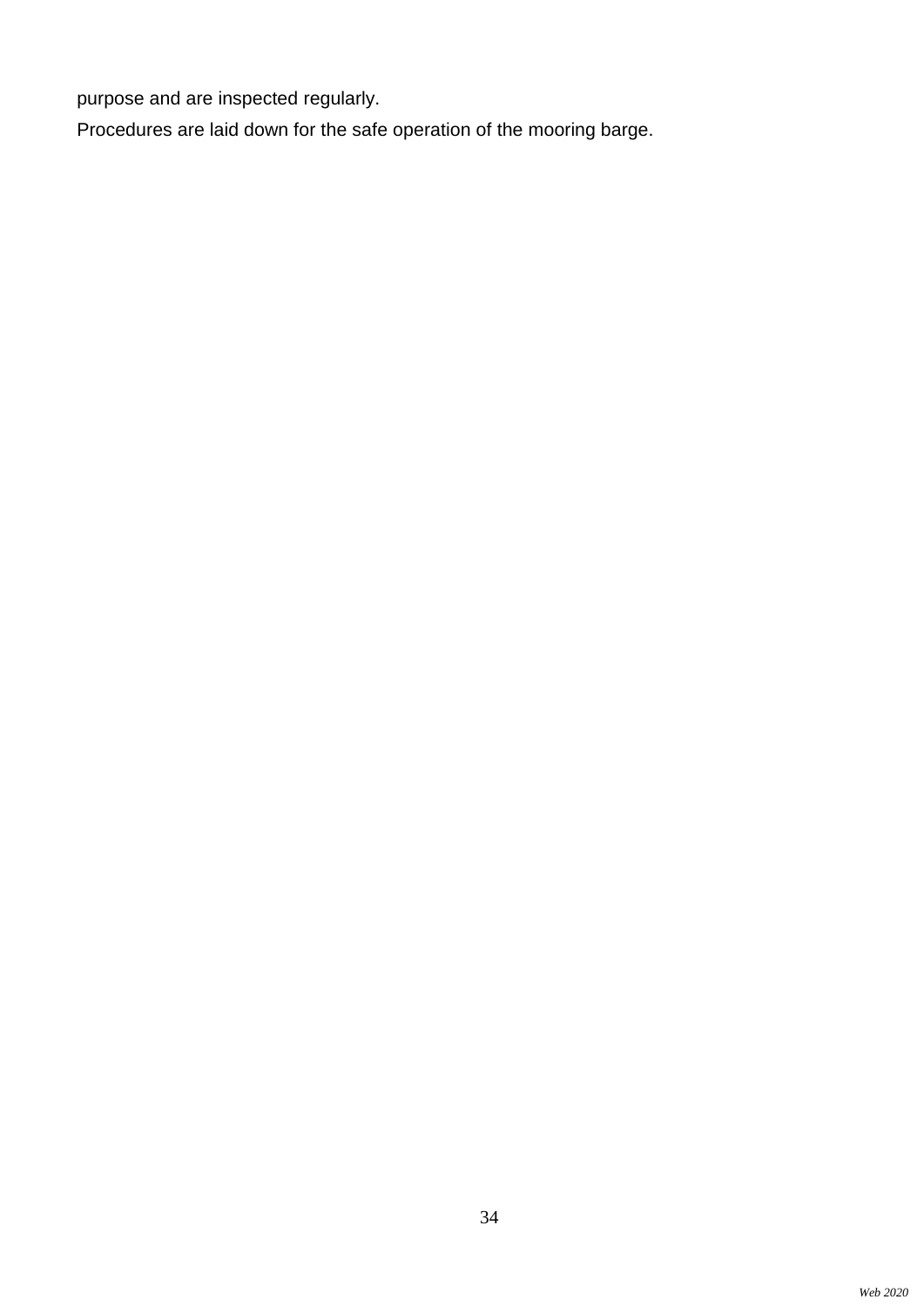purpose and are inspected regularly.

Procedures are laid down for the safe operation of the mooring barge.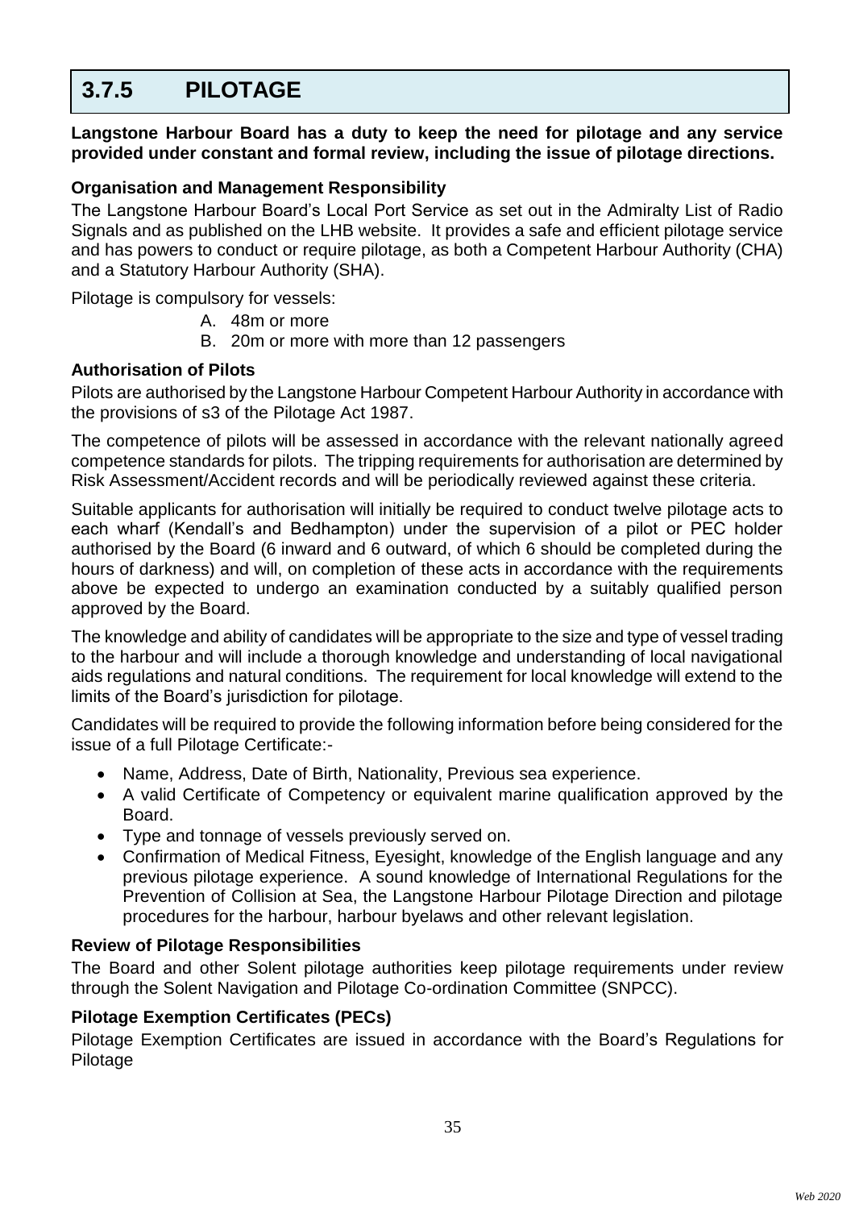# 3.7.5 PILOTAGE

**Langstone Harbour Board has a duty to keep the need for pilotage and any service provided under constant and formal review, including the issue of pilotage directions.**

**Organisation and Management Responsibility**

The Langstone Harbour Board's Local Port Service as set out in the Admiralty List of Radio Signals and as published on the LHB website. It provides a safe and efficient pilotage service and has powers to conduct or require pilotage, as both a Competent Harbour Authority (CHA) and a Statutory Harbour Authority (SHA).

Pilotage is compulsory for vessels:

A. 48m or more
B. 20m or more with more than 12 passengers

**Authorisation of Pilots**

Pilots are authorised by the Langstone Harbour Competent Harbour Authority in accordance with the provisions of s3 of the Pilotage Act 1987.

The competence of pilots will be assessed in accordance with the relevant nationally agreed competence standards for pilots. The tripping requirements for authorisation are determined by Risk Assessment/Accident records and will be periodically reviewed against these criteria.

Suitable applicants for authorisation will initially be required to conduct twelve pilotage acts to each wharf (Kendall's and Bedhampton) under the supervision of a pilot or PEC holder authorised by the Board (6 inward and 6 outward, of which 6 should be completed during the hours of darkness) and will, on completion of these acts in accordance with the requirements above be expected to undergo an examination conducted by a suitably qualified person approved by the Board.

The knowledge and ability of candidates will be appropriate to the size and type of vessel trading to the harbour and will include a thorough knowledge and understanding of local navigational aids regulations and natural conditions. The requirement for local knowledge will extend to the limits of the Board's jurisdiction for pilotage.

Candidates will be required to provide the following information before being considered for the issue of a full Pilotage Certificate:-

- Name, Address, Date of Birth, Nationality, Previous sea experience.
- A valid Certificate of Competency or equivalent marine qualification approved by the Board.
- Type and tonnage of vessels previously served on.
- Confirmation of Medical Fitness, Eyesight, knowledge of the English language and any previous pilotage experience. A sound knowledge of International Regulations for the Prevention of Collision at Sea, the Langstone Harbour Pilotage Direction and pilotage procedures for the harbour, harbour byelaws and other relevant legislation.

**Review of Pilotage Responsibilities**

The Board and other Solent pilotage authorities keep pilotage requirements under review through the Solent Navigation and Pilotage Co-ordination Committee (SNPCC).

**Pilotage Exemption Certificates (PECs)**

Pilotage Exemption Certificates are issued in accordance with the Board's Regulations for Pilotage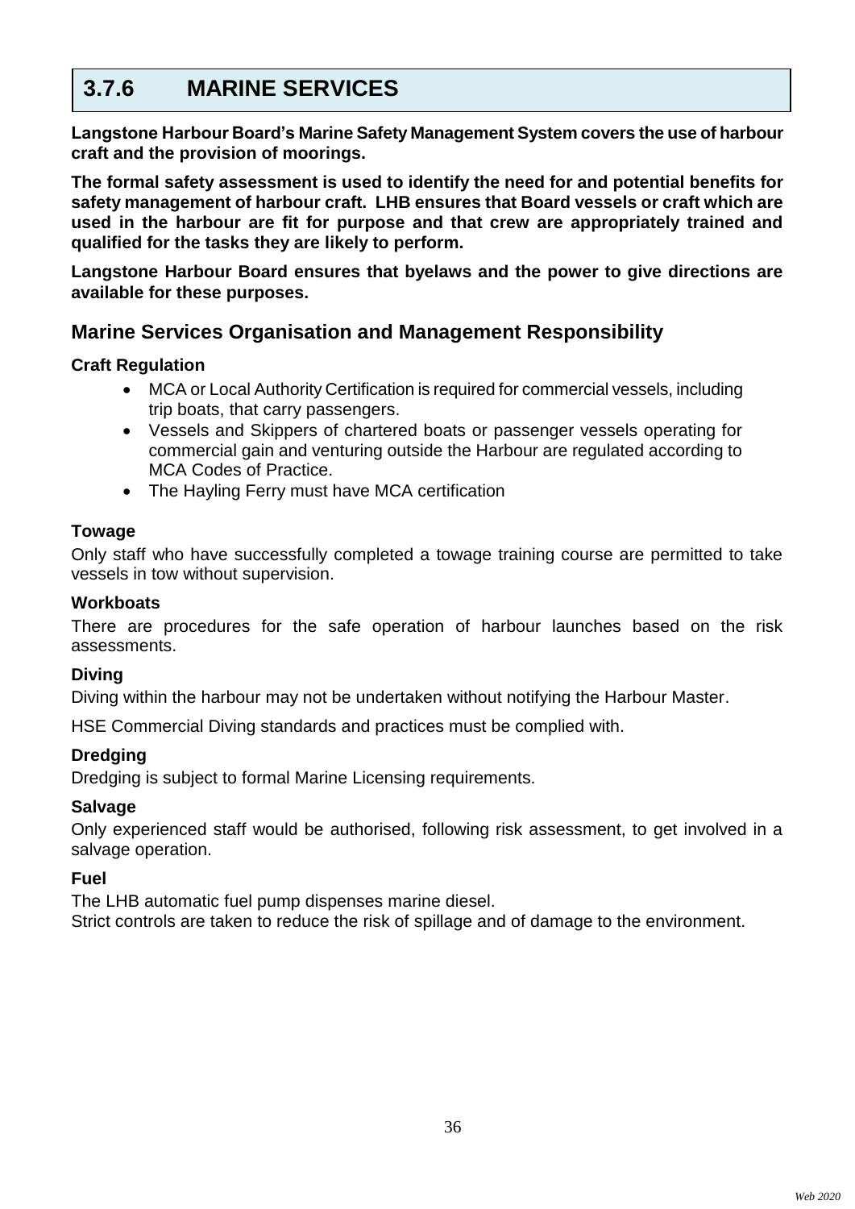# 3.7.6 MARINE SERVICES

**Langstone Harbour Board's Marine Safety Management System covers the use of harbour craft and the provision of moorings.**

**The formal safety assessment is used to identify the need for and potential benefits for safety management of harbour craft. LHB ensures that Board vessels or craft which are used in the harbour are fit for purpose and that crew are appropriately trained and qualified for the tasks they are likely to perform.**

**Langstone Harbour Board ensures that byelaws and the power to give directions are available for these purposes.**

## Marine Services Organisation and Management Responsibility

### Craft Regulation

- MCA or Local Authority Certification is required for commercial vessels, including trip boats, that carry passengers.
- Vessels and Skippers of chartered boats or passenger vessels operating for commercial gain and venturing outside the Harbour are regulated according to MCA Codes of Practice.
- The Hayling Ferry must have MCA certification

### Towage

Only staff who have successfully completed a towage training course are permitted to take vessels in tow without supervision.

### Workboats

There are procedures for the safe operation of harbour launches based on the risk assessments.

### Diving

Diving within the harbour may not be undertaken without notifying the Harbour Master.

HSE Commercial Diving standards and practices must be complied with.

### Dredging

Dredging is subject to formal Marine Licensing requirements.

### Salvage

Only experienced staff would be authorised, following risk assessment, to get involved in a salvage operation.

### Fuel

The LHB automatic fuel pump dispenses marine diesel.
Strict controls are taken to reduce the risk of spillage and of damage to the environment.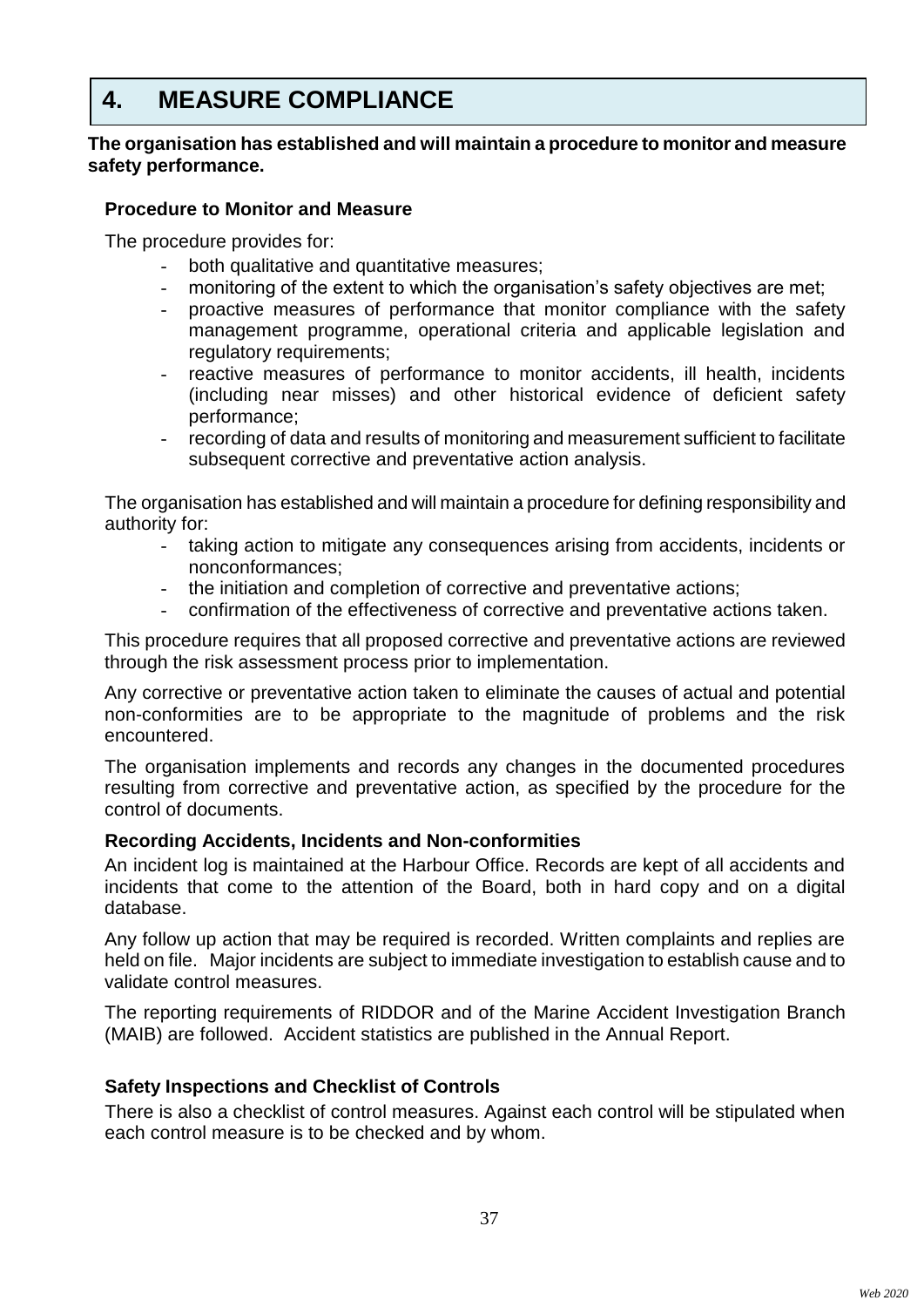# 4. MEASURE COMPLIANCE

**The organisation has established and will maintain a procedure to monitor and measure safety performance.**

### Procedure to Monitor and Measure

The procedure provides for:

- both qualitative and quantitative measures;
- monitoring of the extent to which the organisation's safety objectives are met;
- proactive measures of performance that monitor compliance with the safety management programme, operational criteria and applicable legislation and regulatory requirements;
- reactive measures of performance to monitor accidents, ill health, incidents (including near misses) and other historical evidence of deficient safety performance;
- recording of data and results of monitoring and measurement sufficient to facilitate subsequent corrective and preventative action analysis.

The organisation has established and will maintain a procedure for defining responsibility and authority for:

- taking action to mitigate any consequences arising from accidents, incidents or nonconformances;
- the initiation and completion of corrective and preventative actions;
- confirmation of the effectiveness of corrective and preventative actions taken.

This procedure requires that all proposed corrective and preventative actions are reviewed through the risk assessment process prior to implementation.

Any corrective or preventative action taken to eliminate the causes of actual and potential non-conformities are to be appropriate to the magnitude of problems and the risk encountered.

The organisation implements and records any changes in the documented procedures resulting from corrective and preventative action, as specified by the procedure for the control of documents.

### Recording Accidents, Incidents and Non-conformities

An incident log is maintained at the Harbour Office. Records are kept of all accidents and incidents that come to the attention of the Board, both in hard copy and on a digital database.

Any follow up action that may be required is recorded. Written complaints and replies are held on file. Major incidents are subject to immediate investigation to establish cause and to validate control measures.

The reporting requirements of RIDDOR and of the Marine Accident Investigation Branch (MAIB) are followed. Accident statistics are published in the Annual Report.

### Safety Inspections and Checklist of Controls

There is also a checklist of control measures. Against each control will be stipulated when each control measure is to be checked and by whom.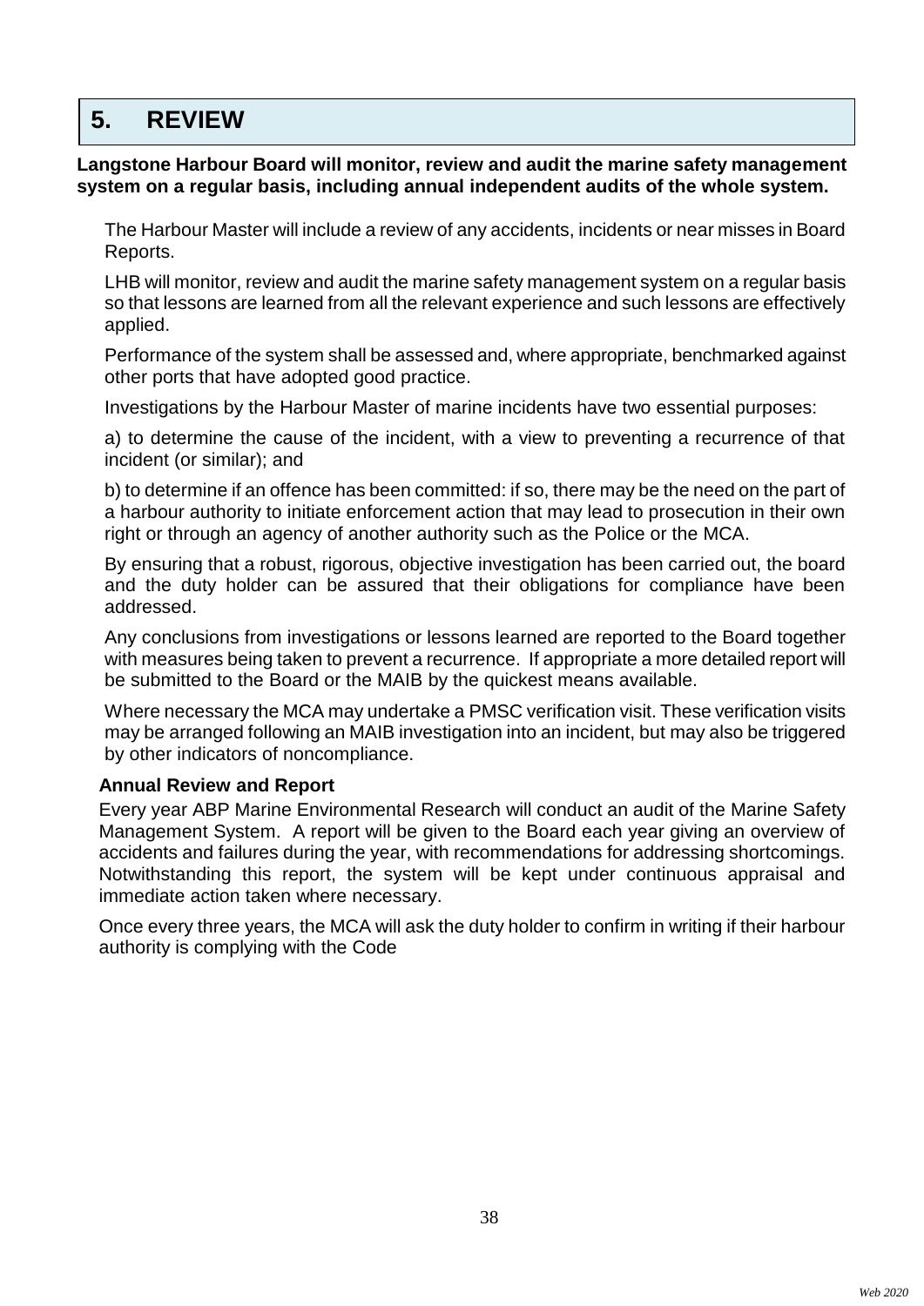# 5. REVIEW

**Langstone Harbour Board will monitor, review and audit the marine safety management system on a regular basis, including annual independent audits of the whole system.**

The Harbour Master will include a review of any accidents, incidents or near misses in Board Reports.

LHB will monitor, review and audit the marine safety management system on a regular basis so that lessons are learned from all the relevant experience and such lessons are effectively applied.

Performance of the system shall be assessed and, where appropriate, benchmarked against other ports that have adopted good practice.

Investigations by the Harbour Master of marine incidents have two essential purposes:

a) to determine the cause of the incident, with a view to preventing a recurrence of that incident (or similar); and

b) to determine if an offence has been committed: if so, there may be the need on the part of a harbour authority to initiate enforcement action that may lead to prosecution in their own right or through an agency of another authority such as the Police or the MCA.

By ensuring that a robust, rigorous, objective investigation has been carried out, the board and the duty holder can be assured that their obligations for compliance have been addressed.

Any conclusions from investigations or lessons learned are reported to the Board together with measures being taken to prevent a recurrence. If appropriate a more detailed report will be submitted to the Board or the MAIB by the quickest means available.

Where necessary the MCA may undertake a PMSC verification visit. These verification visits may be arranged following an MAIB investigation into an incident, but may also be triggered by other indicators of noncompliance.

**Annual Review and Report**

Every year ABP Marine Environmental Research will conduct an audit of the Marine Safety Management System. A report will be given to the Board each year giving an overview of accidents and failures during the year, with recommendations for addressing shortcomings. Notwithstanding this report, the system will be kept under continuous appraisal and immediate action taken where necessary.

Once every three years, the MCA will ask the duty holder to confirm in writing if their harbour authority is complying with the Code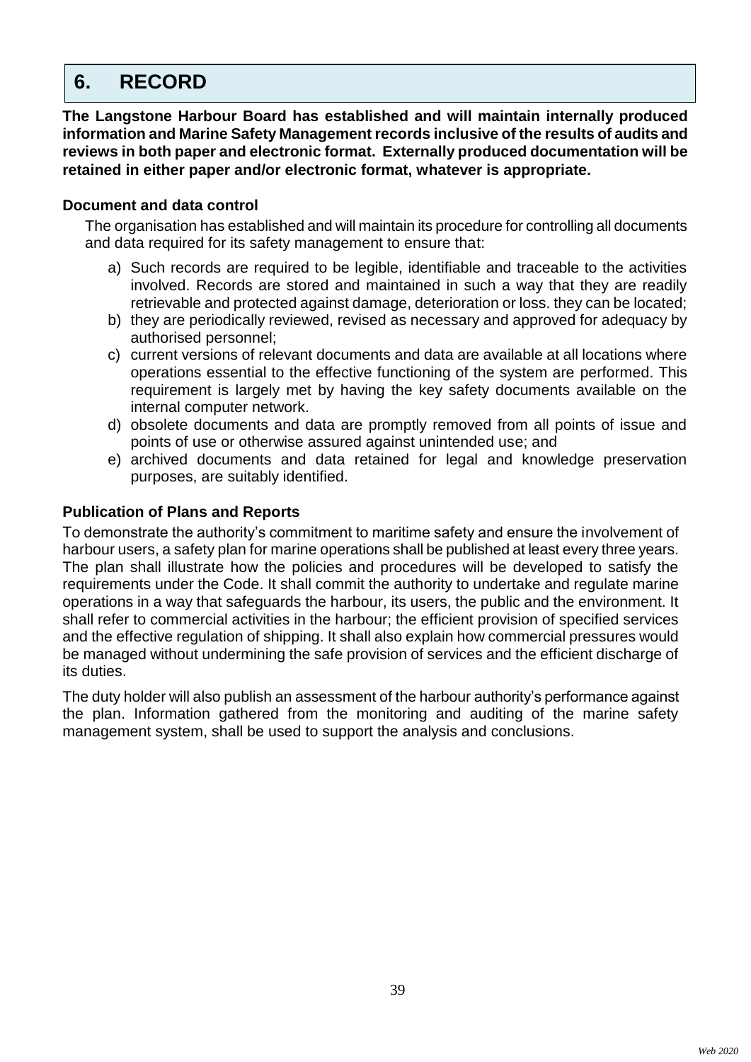# 6. RECORD

**The Langstone Harbour Board has established and will maintain internally produced information and Marine Safety Management records inclusive of the results of audits and reviews in both paper and electronic format. Externally produced documentation will be retained in either paper and/or electronic format, whatever is appropriate.**

### Document and data control

The organisation has established and will maintain its procedure for controlling all documents and data required for its safety management to ensure that:

a) Such records are required to be legible, identifiable and traceable to the activities involved. Records are stored and maintained in such a way that they are readily retrievable and protected against damage, deterioration or loss. they can be located;
b) they are periodically reviewed, revised as necessary and approved for adequacy by authorised personnel;
c) current versions of relevant documents and data are available at all locations where operations essential to the effective functioning of the system are performed. This requirement is largely met by having the key safety documents available on the internal computer network.
d) obsolete documents and data are promptly removed from all points of issue and points of use or otherwise assured against unintended use; and
e) archived documents and data retained for legal and knowledge preservation purposes, are suitably identified.

### Publication of Plans and Reports

To demonstrate the authority's commitment to maritime safety and ensure the involvement of harbour users, a safety plan for marine operations shall be published at least every three years. The plan shall illustrate how the policies and procedures will be developed to satisfy the requirements under the Code. It shall commit the authority to undertake and regulate marine operations in a way that safeguards the harbour, its users, the public and the environment. It shall refer to commercial activities in the harbour; the efficient provision of specified services and the effective regulation of shipping. It shall also explain how commercial pressures would be managed without undermining the safe provision of services and the efficient discharge of its duties.

The duty holder will also publish an assessment of the harbour authority's performance against the plan. Information gathered from the monitoring and auditing of the marine safety management system, shall be used to support the analysis and conclusions.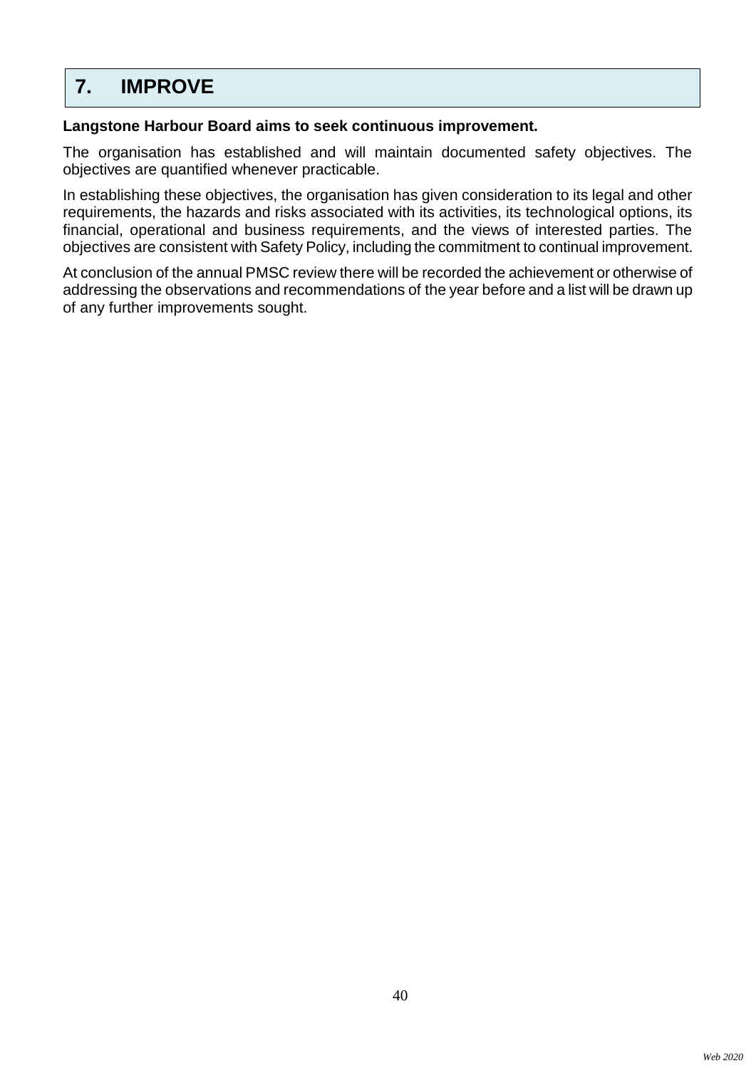## 7. IMPROVE

**Langstone Harbour Board aims to seek continuous improvement.**

The organisation has established and will maintain documented safety objectives. The objectives are quantified whenever practicable.

In establishing these objectives, the organisation has given consideration to its legal and other requirements, the hazards and risks associated with its activities, its technological options, its financial, operational and business requirements, and the views of interested parties. The objectives are consistent with Safety Policy, including the commitment to continual improvement.

At conclusion of the annual PMSC review there will be recorded the achievement or otherwise of addressing the observations and recommendations of the year before and a list will be drawn up of any further improvements sought.